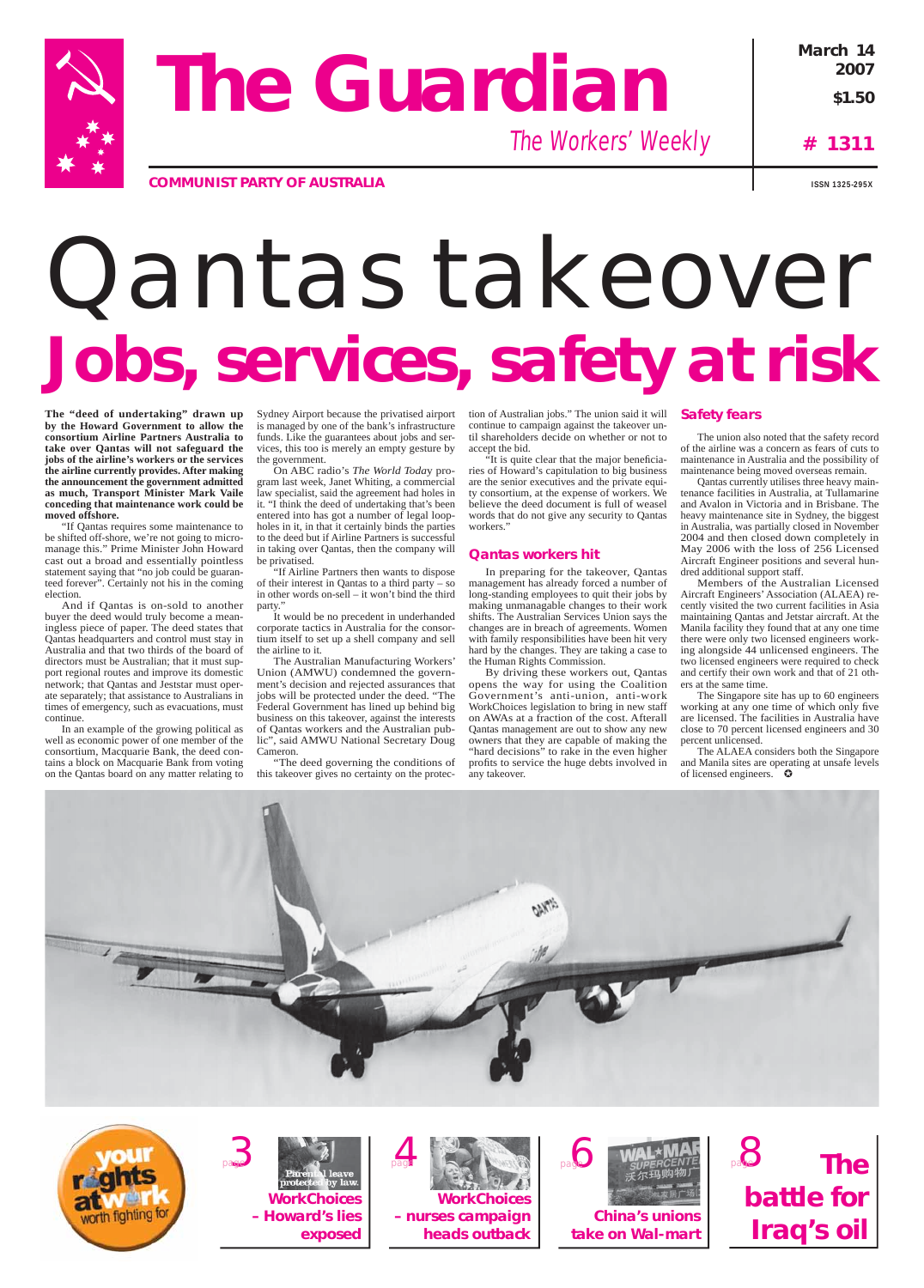# The Guardian

*The Workers' Weekly*

**COMMUNIST PARTY OF AUSTRALIA**

March 14 2007

$1.50

# 1311

ISSN 1325-295X

# Qantas takeover

# Jobs, services, safety at risk

**The "deed of undertaking" drawn up by the Howard Government to allow the consortium Airline Partners Australia to take over Qantas will not safeguard the jobs of the airline's workers or the services the airline currently provides. After making the announcement the government admitted as much, Transport Minister Mark Vaile conceding that maintenance work could be moved offshore.**

"If Qantas requires some maintenance to be shifted off-shore, we're not going to micro-manage this." Prime Minister John Howard cast out a broad and essentially pointless statement saying that "no job could be guaranteed forever". Certainly not his in the coming election.

And if Qantas is on-sold to another buyer the deed would truly become a meaningless piece of paper. The deed states that Qantas headquarters and control must stay in Australia and that two thirds of the board of directors must be Australian; that it must support regional routes and improve its domestic network; that Qantas and Jetstar must operate separately; that assistance to Australians in times of emergency, such as evacuations, must continue.

In an example of the growing political as well as economic power of one member of the consortium, Macquarie Bank, the deed contains a block on Macquarie Bank from voting on the Qantas board on any matter relating to Sydney Airport because the privatised airport is managed by one of the bank's infrastructure funds. Like the guarantees about jobs and services, this too is merely an empty gesture by the government.

On ABC radio's *The World Today* program last week, Janet Whiting, a commercial law specialist, said the agreement had holes in it. "I think the deed of undertaking that's been entered into has got a number of legal loopholes in it, in that it certainly binds the parties to the deed but if Airline Partners is successful in taking over Qantas, then the company will be privatised.

"If Airline Partners then wants to dispose of their interest in Qantas to a third party – so in other words on-sell – it won't bind the third party."

It would be no precedent in underhanded corporate tactics in Australia for the consortium itself to set up a shell company and sell the airline to it.

The Australian Manufacturing Workers' Union (AMWU) condemned the government's decision and rejected assurances that jobs will be protected under the deed. "The Federal Government has lined up behind big business on this takeover, against the interests of Qantas workers and the Australian public", said AMWU National Secretary Doug Cameron.

"The deed governing the conditions of this takeover gives no certainty on the protection of Australian jobs." The union said it will continue to campaign against the takeover until shareholders decide on whether or not to accept the bid.

"It is quite clear that the major beneficiaries of Howard's capitulation to big business are the senior executives and the private equity consortium, at the expense of workers. We believe the deed document is full of weasel words that do not give any security to Qantas workers."

## Qantas workers hit

In preparing for the takeover, Qantas management has already forced a number of long-standing employees to quit their jobs by making unmanagable changes to their work shifts. The Australian Services Union says the changes are in breach of agreements. Women with family responsibilities have been hit very hard by the changes. They are taking a case to the Human Rights Commission.

By driving these workers out, Qantas opens the way for using the Coalition Government's anti-union, anti-work WorkChoices legislation to bring in new staff on AWAs at a fraction of the cost. Afterall Qantas management are out to show any new owners that they are capable of making the "hard decisions" to rake in the even higher profits to service the huge debts involved in any takeover.

## Safety fears

The union also noted that the safety record of the airline was a concern as fears of cuts to maintenance in Australia and the possibility of maintenance being moved overseas remain.

Qantas currently utilises three heavy maintenance facilities in Australia, at Tullamarine and Avalon in Victoria and in Brisbane. The heavy maintenance site in Sydney, the biggest in Australia, was partially closed in November 2004 and then closed down completely in May 2006 with the loss of 256 Licensed Aircraft Engineer positions and several hundred additional support staff.

Members of the Australian Licensed Aircraft Engineers' Association (ALAEA) recently visited the two current facilities in Asia maintaining Qantas and Jetstar aircraft. At the Manila facility they found that at any one time there were only two licensed engineers working alongside 44 unlicensed engineers. The two licensed engineers were required to check and certify their own work and that of 21 others at the same time.

The Singapore site has up to 60 engineers working at any one time of which only five are licensed. The facilities in Australia have close to 70 percent licensed engineers and 30 percent unlicensed.

The ALAEA considers both the Singapore and Manila sites are operating at unsafe levels of licensed engineers. ✪

your rights at work worth fighting for

page 3 — **WorkChoices – Howard's lies exposed**

page 4 — **WorkChoices – nurses campaign heads outback**

page 6 — **China's unions take on Wal-mart**

page 8 — **The battle for Iraq's oil**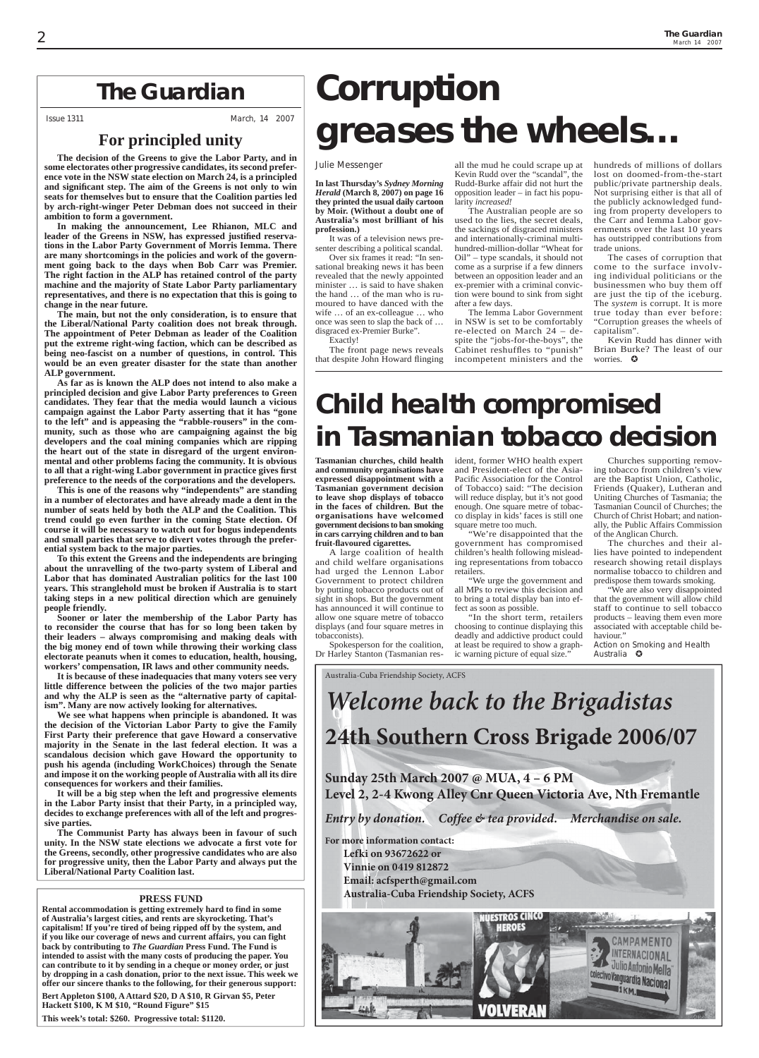# The Guardian

Issue 1311 March, 14 2007

## For principled unity

**The decision of the Greens to give the Labor Party, and in some electorates other progressive candidates, its second preference vote in the NSW state election on March 24, is a principled and significant step. The aim of the Greens is not only to win seats for themselves but to ensure that the Coalition parties led by arch-right-winger Peter Debman does not succeed in their ambition to form a government.**

**In making the announcement, Lee Rhianon, MLC and leader of the Greens in NSW, has expressed justified reservations in the Labor Party Government of Morris Iemma. There are many shortcomings in the policies and work of the government going back to the days when Bob Carr was Premier. The right faction in the ALP has retained control of the party machine and the majority of State Labor Party parliamentary representatives, and there is no expectation that this is going to change in the near future.**

**The main, but not the only consideration, is to ensure that the Liberal/National Party coalition does not break through. The appointment of Peter Debman as leader of the Coalition put the extreme right-wing faction, which can be described as being neo-fascist on a number of questions, in control. This would be an even greater disaster for the state than another ALP government.**

**As far as is known the ALP does not intend to also make a principled decision and give Labor Party preferences to Green candidates. They fear that the media would launch a vicious campaign against the Labor Party asserting that it has "gone to the left" and is appeasing the "rabble-rousers" in the community, such as those who are campaigning against the big developers and the coal mining companies which are ripping the heart out of the state in disregard of the urgent environmental and other problems facing the community. It is obvious to all that a right-wing Labor government in practice gives first preference to the needs of the corporations and the developers.**

**This is one of the reasons why "independents" are standing in a number of electorates and have already made a dent in the number of seats held by both the ALP and the Coalition. This trend could go even further in the coming State election. Of course it will be necessary to watch out for bogus independents and small parties that serve to divert votes through the preferential system back to the major parties.**

**To this extent the Greens and the independents are bringing about the unravelling of the two-party system of Liberal and Labor that has dominated Australian politics for the last 100 years. This stranglehold must be broken if Australia is to start taking steps in a new political direction which are genuinely people friendly.**

**Sooner or later the membership of the Labor Party has to reconsider the course that has for so long been taken by their leaders – always compromising and making deals with the big money end of town while throwing their working class electorate peanuts when it comes to education, health, housing, workers' compensation, IR laws and other community needs.**

**It is because of these inadequacies that many voters see very little difference between the policies of the two major parties and why the ALP is seen as the "alternative party of capitalism". Many are now actively looking for alternatives.**

**We see what happens when principle is abandoned. It was the decision of the Victorian Labor Party to give the Family First Party their preference that gave Howard a conservative majority in the Senate in the last federal election. It was a scandalous decision which gave Howard the opportunity to push his agenda (including WorkChoices) through the Senate and impose it on the working people of Australia with all its dire consequences for workers and their families.**

**It will be a big step when the left and progressive elements in the Labor Party insist that their Party, in a principled way, decides to exchange preferences with all of the left and progressive parties.**

**The Communist Party has always been in favour of such unity. In the NSW state elections we advocate a first vote for the Greens, secondly, other progressive candidates who are also for progressive unity, then the Labor Party and always put the Liberal/National Party Coalition last.**

### PRESS FUND

**Rental accommodation is getting extremely hard to find in some of Australia's largest cities, and rents are skyrocketing. That's capitalism! If you're tired of being ripped off by the system, and if you like our coverage of news and current affairs, you can fight back by contributing to *The Guardian* Press Fund. The Fund is intended to assist with the many costs of producing the paper. You can contribute to it by sending in a cheque or money order, or just by dropping in a cash donation, prior to the next issue. This week we offer our sincere thanks to the following, for their generous support:**

**Bert Appleton $100, A Attard $20, D A $10, R Girvan $5, Peter Hackett $100, K M $10, "Round Figure" $15**

**This week's total: $260. Progressive total: $1120.**

# Corruption greases the wheels…

Julie Messenger

**In last Thursday's *Sydney Morning Herald* (March 8, 2007) on page 16 they printed the usual daily cartoon by Moir. (Without a doubt one of Australia's most brilliant of his profession.)**

It was of a television news presenter describing a political scandal.

Over six frames it read: "In sensational breaking news it has been revealed that the newly appointed minister … is said to have shaken the hand … of the man who is rumoured to have danced with the wife … of an ex-colleague … who once was seen to slap the back of … disgraced ex-Premier Burke".

Exactly!

The front page news reveals that despite John Howard flinging all the mud he could scrape up at Kevin Rudd over the "scandal", the Rudd-Burke affair did not hurt the opposition leader – in fact his popularity *increased!*

The Australian people are so used to the lies, the secret deals, the sackings of disgraced ministers and internationally-criminal multi-hundred-million-dollar "Wheat for Oil" – type scandals, it should not come as a surprise if a few dinners between an opposition leader and an ex-premier with a criminal conviction were bound to sink from sight after a few days.

The Iemma Labor Government in NSW is set to be comfortably re-elected on March 24 – despite the "jobs-for-the-boys", the Cabinet reshuffles to "punish" incompetent ministers and the hundreds of millions of dollars lost on doomed-from-the-start public/private partnership deals. Not surprising either is that all of the publicly acknowledged funding from property developers to the Carr and Iemma Labor governments over the last 10 years has outstripped contributions from trade unions.

The cases of corruption that come to the surface involving individual politicians or the businessmen who buy them off are just the tip of the iceburg. The *system* is corrupt. It is more true today than ever before: "Corruption greases the wheels of capitalism".

Kevin Rudd has dinner with Brian Burke? The least of our worries. ✪

# Child health compromised in Tasmanian tobacco decision

**Tasmanian churches, child health and community organisations have expressed disappointment with a Tasmanian government decision to leave shop displays of tobacco in the faces of children. But the organisations have welcomed government decisions to ban smoking in cars carrying children and to ban fruit-flavoured cigarettes.**

A large coalition of health and child welfare organisations had urged the Lennon Labor Government to protect children by putting tobacco products out of sight in shops. But the government has announced it will continue to allow one square metre of tobacco displays (and four square metres in tobacconists).

Spokesperson for the coalition, Dr Harley Stanton (Tasmanian resident, former WHO health expert and President-elect of the Asia-Pacific Association for the Control of Tobacco) said: "The decision will reduce display, but it's not good enough. One square metre of tobacco display in kids' faces is still one square metre too much.

"We're disappointed that the government has compromised children's health following misleading representations from tobacco retailers.

"We urge the government and all MPs to review this decision and to bring a total display ban into effect as soon as possible.

"In the short term, retailers choosing to continue displaying this deadly and addictive product could at least be required to show a graphic warning picture of equal size."

Churches supporting removing tobacco from children's view are the Baptist Union, Catholic, Friends (Quaker), Lutheran and Uniting Churches of Tasmania; the Tasmanian Council of Churches; the Church of Christ Hobart; and nationally, the Public Affairs Commission of the Anglican Church.

The churches and their allies have pointed to independent research showing retail displays normalise tobacco to children and predispose them towards smoking.

"We are also very disappointed that the government will allow child staff to continue to sell tobacco products – leaving them even more associated with acceptable child behaviour."

Action on Smoking and Health Australia ✪

Australia-Cuba Friendship Society, ACFS

## *Welcome back to the Brigadistas*

## 24th Southern Cross Brigade 2006/07

**Sunday 25th March 2007 @ MUA, 4 – 6 PM**
**Level 2, 2-4 Kwong Alley Cnr Queen Victoria Ave, Nth Fremantle**

***Entry by donation. Coffee & tea provided. Merchandise on sale.***

**For more information contact:**
**Lefki on 93672622 or**
**Vinnie on 0419 812872**
**Email: acfsperth@gmail.com**
**Australia-Cuba Friendship Society, ACFS**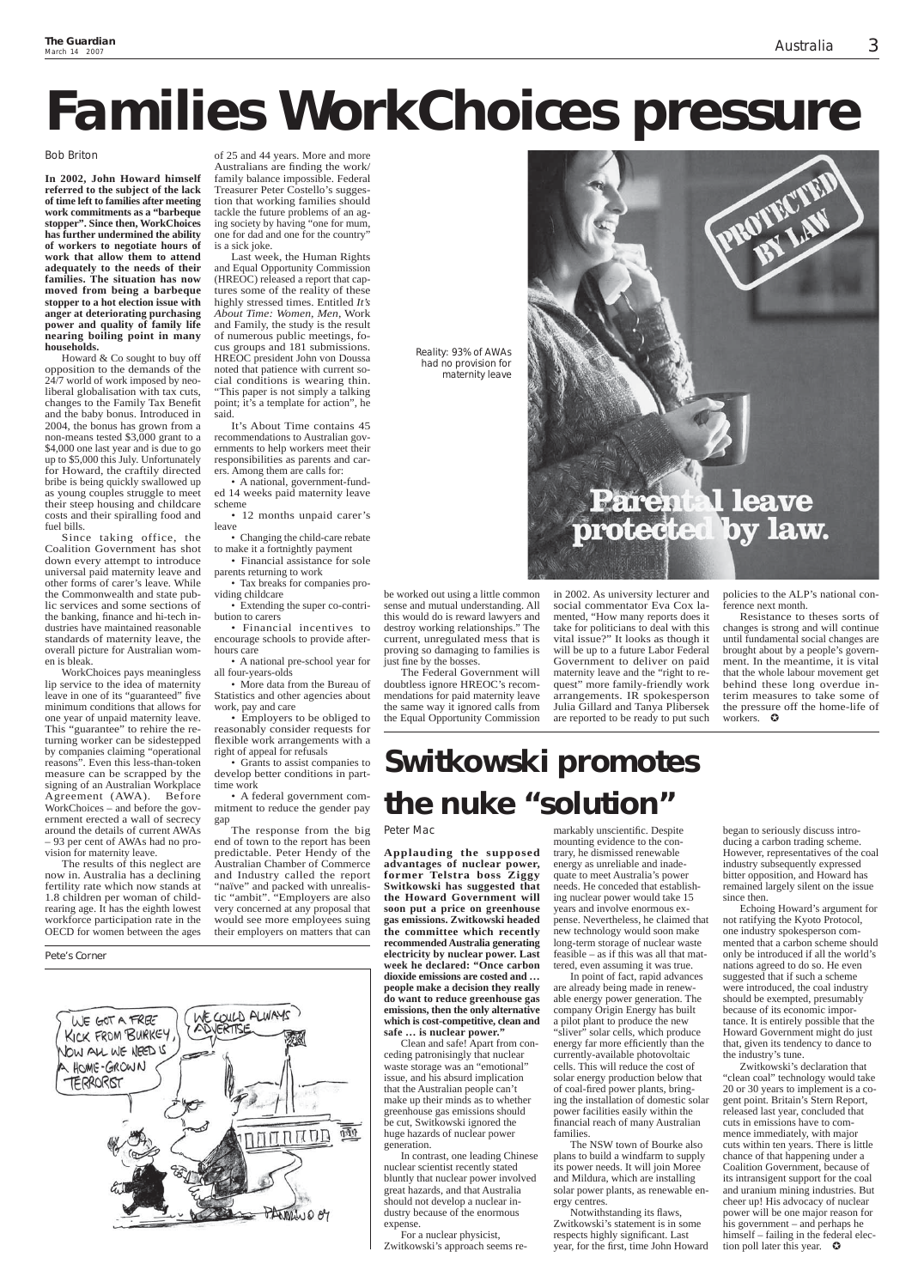# Families WorkChoices pressure

Bob Briton

**In 2002, John Howard himself referred to the subject of the lack of time left to families after meeting work commitments as a "barbeque stopper". Since then, WorkChoices has further undermined the ability of workers to negotiate hours of work that allow them to attend adequately to the needs of their families. The situation has now moved from being a barbeque stopper to a hot election issue with anger at deteriorating purchasing power and quality of family life nearing boiling point in many households.**

Howard & Co sought to buy off opposition to the demands of the 24/7 world of work imposed by neo-liberal globalisation with tax cuts, changes to the Family Tax Benefit and the baby bonus. Introduced in 2004, the bonus has grown from a non-means tested $3,000 grant to a $4,000 one last year and is due to go up to $5,000 this July. Unfortunately for Howard, the craftily directed bribe is being quickly swallowed up as young couples struggle to meet their steep housing and childcare costs and their spiralling food and fuel bills.

Since taking office, the Coalition Government has shot down every attempt to introduce universal paid maternity leave and other forms of carer's leave. While the Commonwealth and state public services and some sections of the banking, finance and hi-tech industries have maintained reasonable standards of maternity leave, the overall picture for Australian women is bleak.

WorkChoices pays meaningless lip service to the idea of maternity leave in one of its "guaranteed" five minimum conditions that allows for one year of unpaid maternity leave. This "guarantee" to rehire the returning worker can be sidestepped by companies claiming "operational reasons". Even this less-than-token measure can be scrapped by the signing of an Australian Workplace Agreement (AWA). Before WorkChoices – and before the government erected a wall of secrecy around the details of current AWAs – 93 per cent of AWAs had no provision for maternity leave.

The results of this neglect are now in. Australia has a declining fertility rate which now stands at 1.8 children per woman of childrearing age. It has the eighth lowest workforce participation rate in the OECD for women between the ages of 25 and 44 years. More and more Australians are finding the work/family balance impossible. Federal Treasurer Peter Costello's suggestion that working families should tackle the future problems of an ageing society by having "one for mum, one for dad and one for the country" is a sick joke.

Last week, the Human Rights and Equal Opportunity Commission (HREOC) released a report that captures some of the reality of these highly stressed times. Entitled *It's About Time: Women, Men*, Work and Family, the study is the result of numerous public meetings, focus groups and 181 submissions. HREOC president John von Doussa noted that patience with current social conditions is wearing thin. "This paper is not simply a talking point; it's a template for action", he said.

It's About Time contains 45 recommendations to Australian governments to help workers meet their responsibilities as parents and carers. Among them are calls for:

- A national, government-funded 14 weeks paid maternity leave scheme
- 12 months unpaid carer's leave
- Changing the child-care rebate to make it a fortnightly payment
- Financial assistance for sole parents returning to work
- Tax breaks for companies providing childcare
- Extending the super co-contribution to carers
- Financial incentives to encourage schools to provide after-hours care
- A national pre-school year for all four-years-olds
- More data from the Bureau of Statistics and other agencies about work, pay and care
- Employers to be obliged to reasonably consider requests for flexible work arrangements with a right of appeal for refusals
- Grants to assist companies to develop better conditions in part-time work
- A federal government commitment to reduce the gender pay gap

The response from the big end of town to the report has been predictable. Peter Hendy of the Australian Chamber of Commerce and Industry called the report "naïve" and packed with unrealistic "ambit". "Employers are also very concerned at any proposal that would see more employees suing their employers on matters that can be worked out using a little common sense and mutual understanding. All this would do is reward lawyers and destroy working relationships." The current, unregulated mess that is proving so damaging to families is just fine by the bosses.

The Federal Government will doubtless ignore HREOC's recommendations for paid maternity leave the same way it ignored calls from the Equal Opportunity Commission in 2002. As university lecturer and social commentator Eva Cox lamented, "How many reports does it take for politicians to deal with this vital issue?" It looks as though it will be up to a future Labor Federal Government to deliver on paid maternity leave and the "right to request" more family-friendly work arrangements. IR spokesperson Julia Gillard and Tanya Plibersek are reported to be ready to put such policies to the ALP's national conference next month.

Resistance to theses sorts of changes is strong and will continue until fundamental social changes are brought about by a people's government. In the meantime, it is vital that the whole labour movement get behind these long overdue interim measures to take some of the pressure off the home-life of workers. ✪

Reality: 93% of AWAs had no provision for maternity leave

# Switkowski promotes the nuke "solution"

Peter Mac

**Applauding the supposed advantages of nuclear power, former Telstra boss Ziggy Switkowski has suggested that the Howard Government will soon put a price on greenhouse gas emissions. Zwitkowski headed the committee which recently recommended Australia generating electricity by nuclear power. Last week he declared: "Once carbon dioxide emissions are costed and … people make a decision they really do want to reduce greenhouse gas emissions, then the only alternative which is cost-competitive, clean and safe … is nuclear power."**

Clean and safe! Apart from conceding patronisingly that nuclear waste storage was an "emotional" issue, and his absurd implication that the Australian people can't make up their minds as to whether greenhouse gas emissions should be cut, Switkowski ignored the huge hazards of nuclear power generation.

In contrast, one leading Chinese nuclear scientist recently stated bluntly that nuclear power involved great hazards, and that Australia should not develop a nuclear industry because of the enormous expense.

For a nuclear physicist, Zwitkowski's approach seems remarkably unscientific. Despite mounting evidence to the contrary, he dismissed renewable energy as unreliable and inadequate to meet Australia's power needs. He conceded that establishing nuclear power would take 15 years and involve enormous expense. Nevertheless, he claimed that new technology would soon make long-term storage of nuclear waste feasible – as if this was all that mattered, even assuming it was true.

In point of fact, rapid advances are already being made in renewable energy power generation. The company Origin Energy has built a pilot plant to produce the new "sliver" solar cells, which produce energy far more efficiently than the currently-available photovoltaic cells. This will reduce the cost of solar energy production below that of coal-fired power plants, bringing the installation of domestic solar power facilities easily within the financial reach of many Australian families.

The NSW town of Bourke also plans to build a windfarm to supply its power needs. It will join Moree and Mildura, which are installing solar power plants, as renewable energy centres.

Notwithstanding its flaws, Zwitkowski's statement is in some respects highly significant. Last year, for the first, time John Howard began to seriously discuss introducing a carbon trading scheme. However, representatives of the coal industry subsequently expressed bitter opposition, and Howard has remained largely silent on the issue since then.

Echoing Howard's argument for not ratifying the Kyoto Protocol, one industry spokesperson commented that a carbon scheme should only be introduced if all the world's nations agreed to do so. He even suggested that if such a scheme were introduced, the coal industry should be exempted, presumably because of its economic importance. It is entirely possible that the Howard Government might do just that, given its tendency to dance to the industry's tune.

Zwitkowski's declaration that "clean coal" technology would take 20 or 30 years to implement is a cogent point. Britain's Stern Report, released last year, concluded that cuts in emissions have to commence immediately, with major cuts within ten years. There is little chance of that happening under a Coalition Government, because of its intransigent support for the coal and uranium mining industries. But cheer up! His advocacy of nuclear power will be one major reason for his government – and perhaps he himself – failing in the federal election poll later this year. ✪

Pete's Corner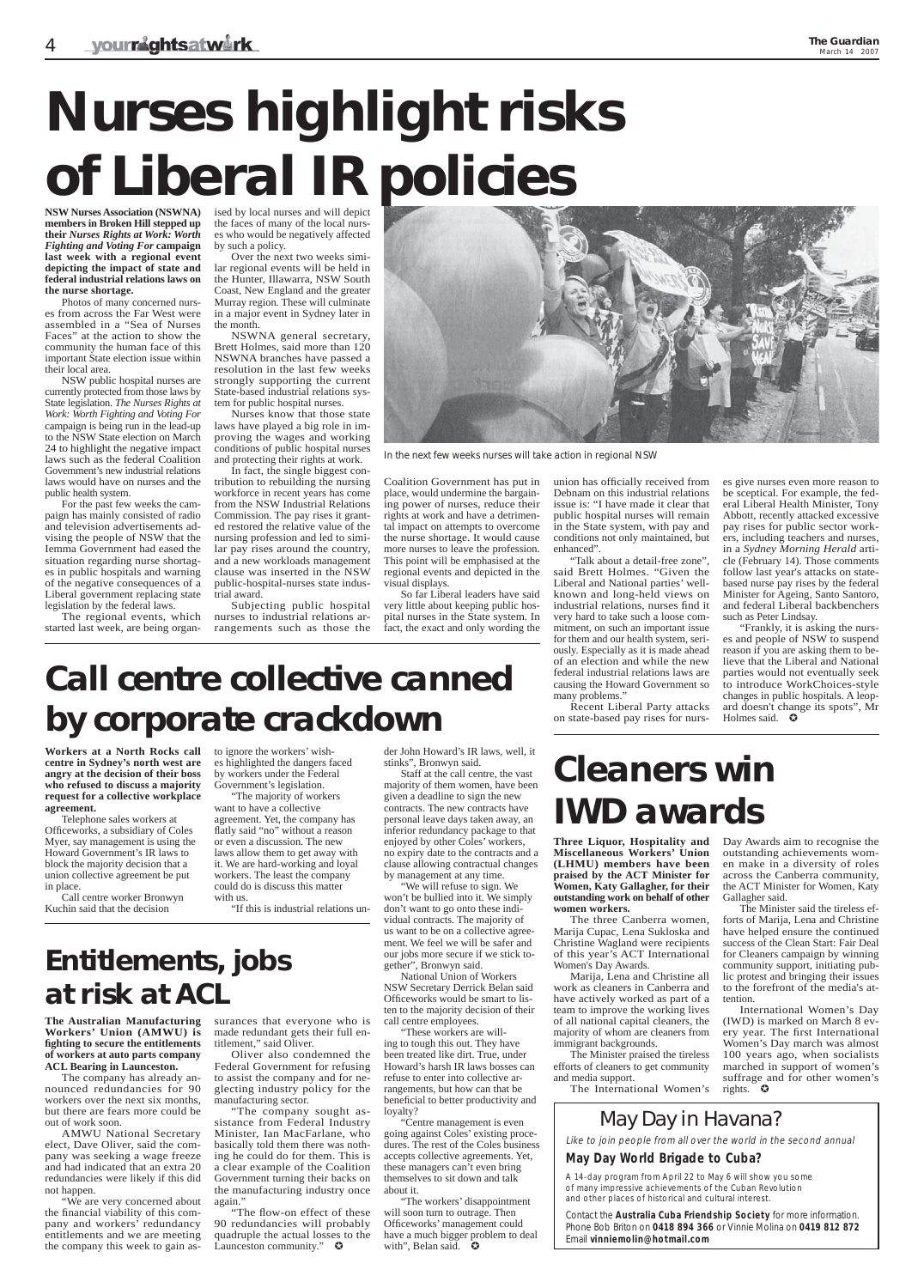# Nurses highlight risks of Liberal IR policies

**NSW Nurses Association (NSWNA) members in Broken Hill stepped up their *Nurses Rights at Work: Worth Fighting and Voting For* campaign last week with a regional event depicting the impact of state and federal industrial relations laws on the nurse shortage.**

Photos of many concerned nurses from across the Far West were assembled in a "Sea of Nurses Faces" at the action to show the community the human face of this important State election issue within their local area.

NSW public hospital nurses are currently protected from those laws by State legislation. *The Nurses Rights at Work: Worth Fighting and Voting For* campaign is being run in the lead-up to the NSW State election on March 24 to highlight the negative impact laws such as the federal Coalition Government's new industrial relations laws would have on nurses and the public health system.

For the past few weeks the campaign has mainly consisted of radio and television advertisements advising the people of NSW that the Iemma Government had eased the situation regarding nurse shortages in public hospitals and warning of the negative consequences of a Liberal government replacing state legislation by the federal laws.

The regional events, which started last week, are being organised by local nurses and will depict the faces of many of the local nurses who would be negatively affected by such a policy.

Over the next two weeks similar regional events will be held in the Hunter, Illawarra, NSW South Coast, New England and the greater Murray region. These will culminate in a major event in Sydney later in the month.

NSWNA general secretary, Brett Holmes, said more than 120 NSWNA branches have passed a resolution in the last few weeks strongly supporting the current State-based industrial relations system for public hospital nurses.

Nurses know that those state laws have played a big role in improving the wages and working conditions of public hospital nurses and protecting their rights at work.

In fact, the single biggest contribution to rebuilding the nursing workforce in recent years has come from the NSW Industrial Relations Commission. The pay rises it granted restored the relative value of the nursing profession and led to similar pay rises around the country, and a new workloads management clause was inserted in the NSW public-hospital-nurses state industrial award.

Subjecting public hospital nurses to industrial relations arrangements such as those the Coalition Government has put in place, would undermine the bargaining power of nurses, reduce their rights at work and have a detrimental impact on attempts to overcome the nurse shortage. It would cause more nurses to leave the profession. This point will be emphasised at the regional events and depicted in the visual displays.

So far Liberal leaders have said very little about keeping public hospital nurses in the State system. In fact, the exact and only wording the union has officially received from Debnam on this industrial relations issue is: "I have made it clear that public hospital nurses will remain in the State system, with pay and conditions not only maintained, but enhanced".

"Talk about a detail-free zone", said Brett Holmes. "Given the Liberal and National parties' well-known and long-held views on industrial relations, nurses find it very hard to take such a loose commitment, on such an important issue for them and our health system, seriously. Especially as it is made ahead of an election and while the new federal industrial relations laws are causing the Howard Government so many problems."

Recent Liberal Party attacks on state-based pay rises for nurses give nurses even more reason to be sceptical. For example, the federal Liberal Health Minister, Tony Abbott, recently attacked excessive pay rises for public sector workers, including teachers and nurses, in a *Sydney Morning Herald* article (February 14). Those comments follow last year's attacks on state-based nurse pay rises by the federal Minister for Ageing, Santo Santoro, and federal Liberal backbenchers such as Peter Lindsay.

"Frankly, it is asking the nurses and people of NSW to suspend reason if you are asking them to believe that the Liberal and National parties would not eventually seek to introduce WorkChoices-style changes in public hospitals. A leopard doesn't change its spots", Mr Holmes said. ✪

In the next few weeks nurses will take action in regional NSW

# Call centre collective canned by corporate crackdown

**Workers at a North Rocks call centre in Sydney's north west are angry at the decision of their boss who refused to discuss a majority request for a collective workplace agreement.**

Telephone sales workers at Officeworks, a subsidiary of Coles Myer, say management is using the Howard Government's IR laws to block the majority decision that a union collective agreement be put in place.

Call centre worker Bronwyn Kuchin said that the decision to ignore the workers' wishes highlighted the dangers faced by workers under the Federal Government's legislation.

"The majority of workers want to have a collective agreement. Yet, the company has flatly said "no" without a reason or even a discussion. The new laws allow them to get away with it. We are hard-working and loyal workers. The least the company could do is discuss this matter with us.

"If this is industrial relations under John Howard's IR laws, well, it stinks", Bronwyn said.

Staff at the call centre, the vast majority of them women, have been given a deadline to sign the new contracts. The new contracts have personal leave days taken away, an inferior redundancy package to that enjoyed by other Coles' workers, no expiry date to the contracts and a clause allowing contractual changes by management at any time.

"We will refuse to sign. We won't be bullied into it. We simply don't want to go onto these individual contracts. The majority of us want to be on a collective agreement. We feel we will be safer and our jobs more secure if we stick together", Bronwyn said.

National Union of Workers NSW Secretary Derrick Belan said Officeworks would be smart to listen to the majority decision of their call centre employees.

"These workers are willing to tough this out. They have been treated like dirt. True, under Howard's harsh IR laws bosses can refuse to enter into collective arrangements, but how can that be beneficial to better productivity and loyalty?

"Centre management is even going against Coles' existing procedures. The rest of the Coles business accepts collective agreements. Yet, these managers can't even bring themselves to sit down and talk about it.

"The workers' disappointment will soon turn to outrage. Then Officeworks' management could have a much bigger problem to deal with", Belan said. ✪

# Entitlements, jobs at risk at ACL

**The Australian Manufacturing Workers' Union (AMWU) is fighting to secure the entitlements of workers at auto parts company ACL Bearing in Launceston.**

The company has already announced redundancies for 90 workers over the next six months, but there are fears more could be out of work soon.

AMWU National Secretary elect, Dave Oliver, said the company was seeking a wage freeze and had indicated that an extra 20 redundancies were likely if this did not happen.

"We are very concerned about the financial viability of this company and workers' redundancy entitlements and we are meeting the company this week to gain assurances that everyone who is made redundant gets their full entitlement," said Oliver.

Oliver also condemned the Federal Government for refusing to assist the company and for neglecting industry policy for the manufacturing sector.

"The company sought assistance from Federal Industry Minister, Ian MacFarlane, who basically told them there was nothing he could do for them. This is a clear example of the Coalition Government turning their backs on the manufacturing industry once again."

"The flow-on effect of these 90 redundancies will probably quadruple the actual losses to the Launceston community." ✪

# Cleaners win IWD awards

**Three Liquor, Hospitality and Miscellaneous Workers' Union (LHMU) members have been praised by the ACT Minister for Women, Katy Gallagher, for their outstanding work on behalf of other women workers.**

The three Canberra women, Marija Cupac, Lena Sukloska and Christine Wagland were recipients of this year's ACT International Women's Day Awards.

Marija, Lena and Christine all work as cleaners in Canberra and have actively worked as part of a team to improve the working lives of all national capital cleaners, the majority of whom are cleaners from immigrant backgrounds.

The Minister praised the tireless efforts of cleaners to get community and media support.

The International Women's Day Awards aim to recognise the outstanding achievements women make in a diversity of roles across the Canberra community, the ACT Minister for Women, Katy Gallagher said.

The Minister said the tireless efforts of Marija, Lena and Christine have helped ensure the continued success of the Clean Start: Fair Deal for Cleaners campaign by winning community support, initiating public protest and bringing their issues to the forefront of the media's attention.

International Women's Day (IWD) is marked on March 8 every year. The first International Women's Day march was almost 100 years ago, when socialists marched in support of women's suffrage and for other women's rights. ✪

## May Day in Havana?

*Like to join people from all over the world in the second annual*

**May Day World Brigade to Cuba?**

A 14-day program from April 22 to May 6 will show you some of many impressive achievements of the Cuban Revolution and other places of historical and cultural interest.

Contact the **Australia Cuba Friendship Society** for more information. Phone Bob Briton on **0418 894 366** or Vinnie Molina on **0419 812 872** Email **vinniemolin@hotmail.com**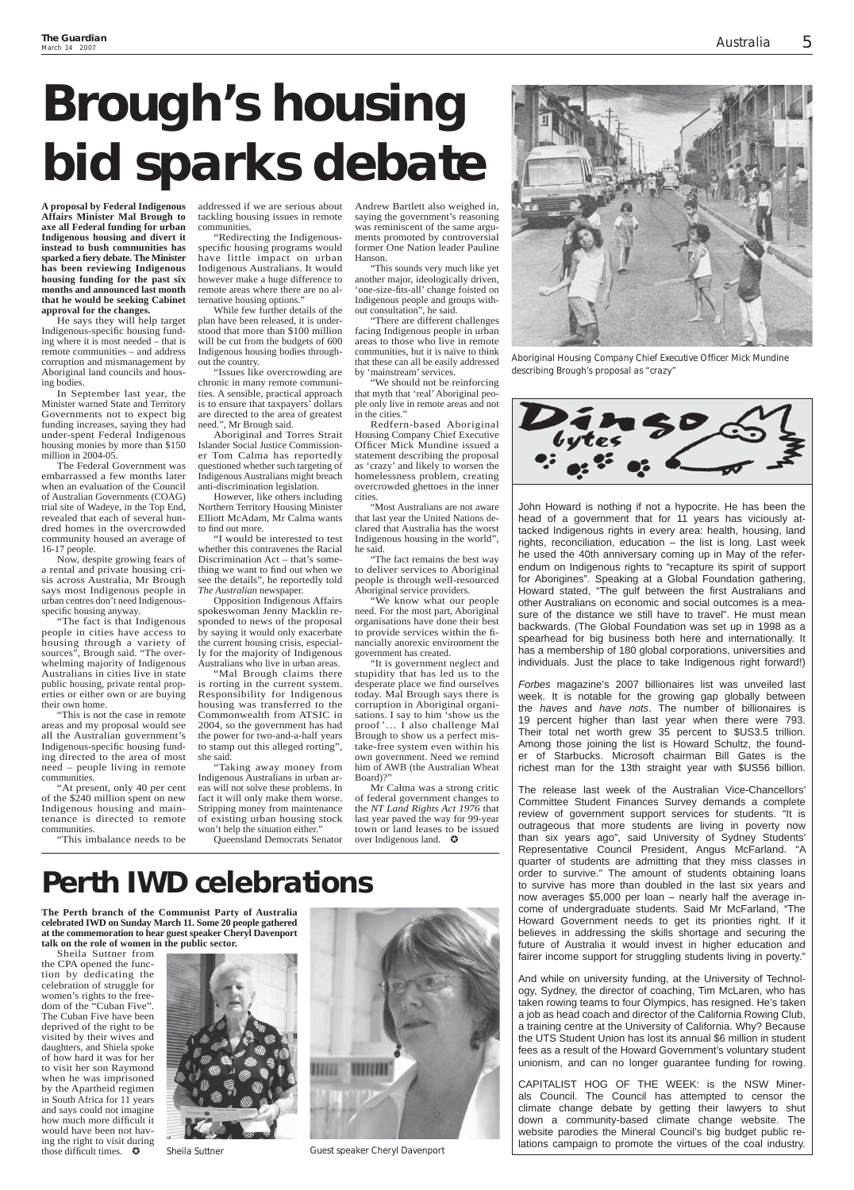# Brough's housing bid sparks debate

**A proposal by Federal Indigenous Affairs Minister Mal Brough to axe all Federal funding for urban Indigenous housing and divert it instead to bush communities has sparked a fiery debate. The Minister has been reviewing Indigenous housing funding for the past six months and announced last month that he would be seeking Cabinet approval for the changes.**

He says they will help target Indigenous-specific housing funding where it is most needed – that is remote communities – and address corruption and mismanagement by Aboriginal land councils and housing bodies.

In September last year, the Minister warned State and Territory Governments not to expect big funding increases, saying they had under-spent Federal Indigenous housing monies by more than $150 million in 2004-05.

The Federal Government was embarrassed a few months later when an evaluation of the Council of Australian Governments (COAG) trial site of Wadeye, in the Top End, revealed that each of several hundred homes in the overcrowded community housed an average of 16-17 people.

Now, despite growing fears of a rental and private housing crisis across Australia, Mr Brough says most Indigenous people in urban centres don't need Indigenous-specific housing anyway.

"The fact is that Indigenous people in cities have access to housing through a variety of sources", Brough said. "The overwhelming majority of Indigenous Australians in cities live in state public housing, private rental properties or either own or are buying their own home.

"This is not the case in remote areas and my proposal would see all the Australian government's Indigenous-specific housing funding directed to the area of most need – people living in remote communities.

"At present, only 40 per cent of the $240 million spent on new Indigenous housing and maintenance is directed to remote communities.

"This imbalance needs to be addressed if we are serious about tackling housing issues in remote communities.

"Redirecting the Indigenous-specific housing programs would have little impact on urban Indigenous Australians. It would however make a huge difference to remote areas where there are no alternative housing options."

While few further details of the plan have been released, it is understood that more than $100 million will be cut from the budgets of 600 Indigenous housing bodies throughout the country.

"Issues like overcrowding are chronic in many remote communities. A sensible, practical approach is to ensure that taxpayers' dollars are directed to the area of greatest need.", Mr Brough said.

Aboriginal and Torres Strait Islander Social Justice Commissioner Tom Calma has reportedly questioned whether such targeting of Indigenous Australians might breach anti-discrimination legislation.

However, like others including Northern Territory Housing Minister Elliott McAdam, Mr Calma wants to find out more.

"I would be interested to test whether this contravenes the Racial Discrimination Act – that's something we want to find out when we see the details", he reportedly told *The Australian* newspaper.

Opposition Indigenous Affairs spokeswoman Jenny Macklin responded to news of the proposal by saying it would only exacerbate the current housing crisis, especially for the majority of Indigenous Australians who live in urban areas.

"Mal Brough claims there is rorting in the current system. Responsibility for Indigenous housing was transferred to the Commonwealth from ATSIC in 2004, so the government has had the power for two-and-a-half years to stamp out this alleged rorting", she said.

"Taking away money from Indigenous Australians in urban areas will not solve these problems. In fact it will only make them worse. Stripping money from maintenance of existing urban housing stock won't help the situation either."

Queensland Democrats Senator Andrew Bartlett also weighed in, saying the government's reasoning was reminiscent of the same arguments promoted by controversial former One Nation leader Pauline Hanson.

"This sounds very much like yet another major, ideologically driven, 'one-size-fits-all' change foisted on Indigenous people and groups without consultation", he said.

"There are different challenges facing Indigenous people in urban areas to those who live in remote communities, but it is naïve to think that these can all be easily addressed by 'mainstream' services.

"We should not be reinforcing that myth that 'real' Aboriginal people only live in remote areas and not in the cities."

Redfern-based Aboriginal Housing Company Chief Executive Officer Mick Mundine issued a statement describing the proposal as 'crazy' and likely to worsen the homelessness problem, creating overcrowded ghettoes in the inner cities.

"Most Australians are not aware that last year the United Nations declared that Australia has the worst Indigenous housing in the world", he said.

"The fact remains the best way to deliver services to Aboriginal people is through well-resourced Aboriginal service providers.

"We know what our people need. For the most part, Aboriginal organisations have done their best to provide services within the financially anorexic environment the government has created.

"It is government neglect and stupidity that has led us to the desperate place we find ourselves today. Mal Brough says there is corruption in Aboriginal organisations. I say to him 'show us the proof'… I also challenge Mal Brough to show us a perfect mistake-free system even within his own government. Need we remind him of AWB (the Australian Wheat Board)?"

Mr Calma was a strong critic of federal government changes to the *NT Land Rights Act 1976* that last year paved the way for 99-year town or land leases to be issued over Indigenous land. ✪

Aboriginal Housing Company Chief Executive Officer Mick Mundine describing Brough's proposal as "crazy"

## Dingo bytes

John Howard is nothing if not a hypocrite. He has been the head of a government that for 11 years has viciously attacked Indigenous rights in every area: health, housing, land rights, reconciliation, education – the list is long. Last week he used the 40th anniversary coming up in May of the referendum on Indigenous rights to "recapture its spirit of support for Aborigines". Speaking at a Global Foundation gathering, Howard stated, "The gulf between the first Australians and other Australians on economic and social outcomes is a measure of the distance we still have to travel". He must mean backwards. (The Global Foundation was set up in 1998 as a spearhead for big business both here and internationally. It has a membership of 180 global corporations, universities and individuals. Just the place to take Indigenous right forward!)

*Forbes* magazine's 2007 billionaires list was unveiled last week. It is notable for the growing gap globally between the *haves* and *have nots*. The number of billionaires is 19 percent higher than last year when there were 793. Their total net worth grew 35 percent to $US3.5 trillion. Among those joining the list is Howard Schultz, the founder of Starbucks. Microsoft chairman Bill Gates is the richest man for the 13th straight year with $US56 billion.

The release last week of the Australian Vice-Chancellors' Committee Student Finances Survey demands a complete review of government support services for students. "It is outrageous that more students are living in poverty now than six years ago", said University of Sydney Students' Representative Council President, Angus McFarland. "A quarter of students are admitting that they miss classes in order to survive." The amount of students obtaining loans to survive has more than doubled in the last six years and now averages $5,000 per loan – nearly half the average income of undergraduate students. Said Mr McFarland, "The Howard Government needs to get its priorities right. If it believes in addressing the skills shortage and securing the future of Australia it would invest in higher education and fairer income support for struggling students living in poverty."

And while on university funding, at the University of Technology, Sydney, the director of coaching, Tim McLaren, who has taken rowing teams to four Olympics, has resigned. He's taken a job as head coach and director of the California Rowing Club, a training centre at the University of California. Why? Because the UTS Student Union has lost its annual $6 million in student fees as a result of the Howard Government's voluntary student unionism, and can no longer guarantee funding for rowing.

CAPITALIST HOG OF THE WEEK: is the NSW Minerals Council. The Council has attempted to censor the climate change debate by getting their lawyers to shut down a community-based climate change website. The website parodies the Mineral Council's big budget public relations campaign to promote the virtues of the coal industry.

# Perth IWD celebrations

**The Perth branch of the Communist Party of Australia celebrated IWD on Sunday March 11. Some 20 people gathered at the commemoration to hear guest speaker Cheryl Davenport talk on the role of women in the public sector.**

Sheila Suttner from the CPA opened the function by dedicating the celebration of struggle for women's rights to the freedom of the "Cuban Five". The Cuban Five have been deprived of the right to be visited by their wives and daughters, and Shiela spoke of how hard it was for her to visit her son Raymond when he was imprisoned by the Apartheid regimen in South Africa for 11 years and says could not imagine how much more difficult it would have been not having the right to visit during those difficult times. ✪

Sheila Suttner

Guest speaker Cheryl Davenport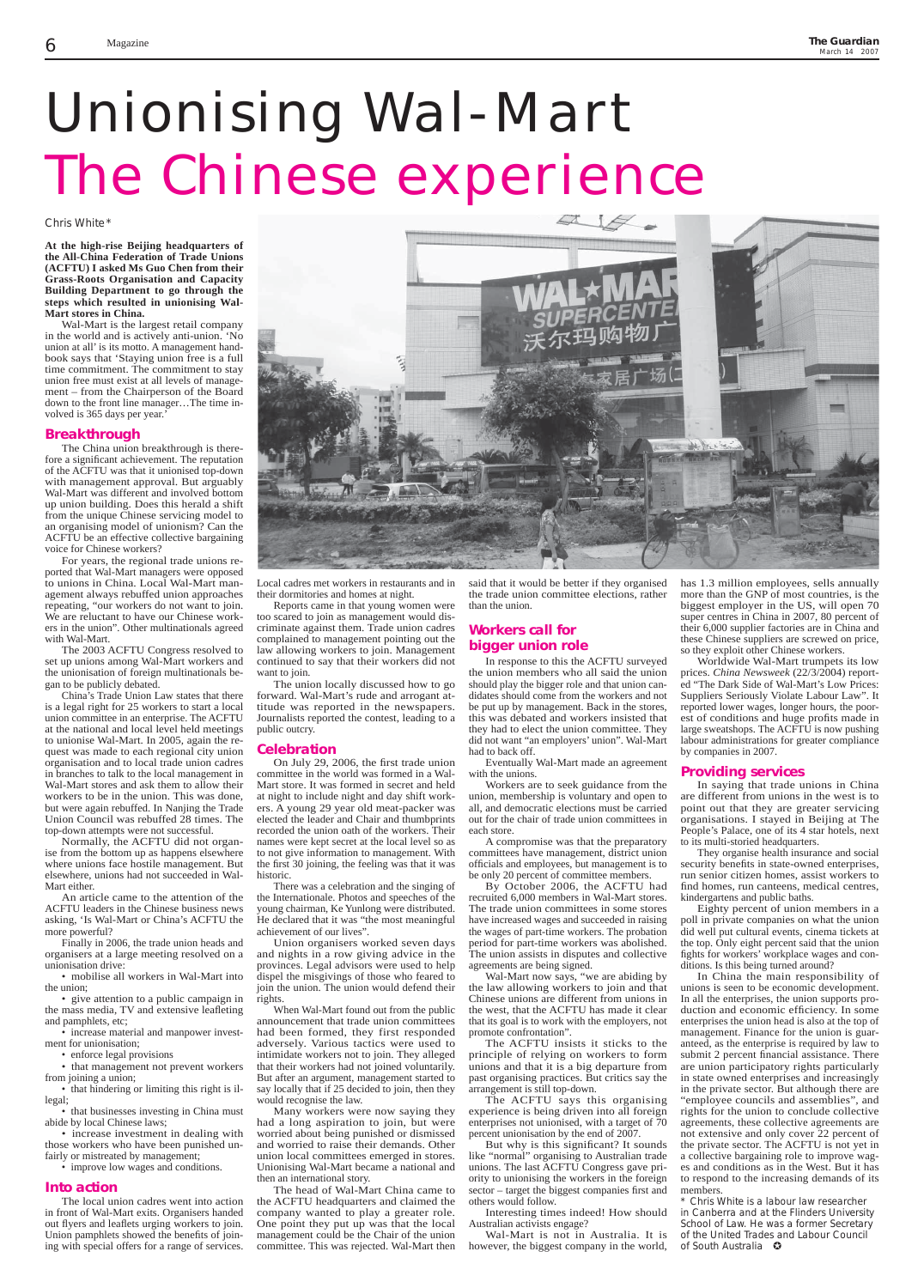# Unionising Wal-Mart
## The Chinese experience

Chris White*

**At the high-rise Beijing headquarters of the All-China Federation of Trade Unions (ACFTU) I asked Ms Guo Chen from their Grass-Roots Organisation and Capacity Building Department to go through the steps which resulted in unionising Wal-Mart stores in China.**

Wal-Mart is the largest retail company in the world and is actively anti-union. 'No union at all' is its motto. A management handbook says that 'Staying union free is a full time commitment. The commitment to stay union free must exist at all levels of management – from the Chairperson of the Board down to the front line manager…The time involved is 365 days per year.'

### Breakthrough

The China union breakthrough is therefore a significant achievement. The reputation of the ACFTU was that it unionised top-down with management approval. But arguably Wal-Mart was different and involved bottom up union building. Does this herald a shift from the unique Chinese servicing model to an organising model of unionism? Can the ACFTU be an effective collective bargaining voice for Chinese workers?

For years, the regional trade unions reported that Wal-Mart managers were opposed to unions in China. Local Wal-Mart management always rebuffed union approaches repeating, "our workers do not want to join. We are reluctant to have our Chinese workers in the union". Other multinationals agreed with Wal-Mart.

The 2003 ACFTU Congress resolved to set up unions among Wal-Mart workers and the unionisation of foreign multinationals began to be publicly debated.

China's Trade Union Law states that there is a legal right for 25 workers to start a local union committee in an enterprise. The ACFTU at the national and local level held meetings to unionise Wal-Mart. In 2005, again the request was made to each regional city union organisation and to local trade union cadres in branches to talk to the local management in Wal-Mart stores and ask them to allow their workers to be in the union. This was done, but were again rebuffed. In Nanjing the Trade Union Council was rebuffed 28 times. The top-down attempts were not successful.

Normally, the ACFTU did not organise from the bottom up as happens elsewhere where unions face hostile management. But elsewhere, unions had not succeeded in Wal-Mart either.

An article came to the attention of the ACFTU leaders in the Chinese business news asking, 'Is Wal-Mart or China's ACFTU the more powerful?

Finally in 2006, the trade union heads and organisers at a large meeting resolved on a unionisation drive:

- mobilise all workers in Wal-Mart into the union;
- give attention to a public campaign in the mass media, TV and extensive leafleting and pamphlets, etc;
- increase material and manpower investment for unionisation;
- enforce legal provisions
- that management not prevent workers from joining a union;
- that hindering or limiting this right is illegal;
- that businesses investing in China must abide by local Chinese laws;
- increase investment in dealing with those workers who have been punished unfairly or mistreated by management;
- improve low wages and conditions.

### Into action

The local union cadres went into action in front of Wal-Mart exits. Organisers handed out flyers and leaflets urging workers to join. Union pamphlets showed the benefits of joining with special offers for a range of services. Local cadres met workers in restaurants and in their dormitories and homes at night.

Reports came in that young women were too scared to join as management would discriminate against them. Trade union cadres complained to management pointing out the law allowing workers to join. Management continued to say that their workers did not want to join.

The union locally discussed how to go forward. Wal-Mart's rude and arrogant attitude was reported in the newspapers. Journalists reported the contest, leading to a public outcry.

### Celebration

On July 29, 2006, the first trade union committee in the world was formed in a Wal-Mart store. It was formed in secret and held at night to include night and day shift workers. A young 29 year old meat-packer was elected the leader and Chair and thumbprints recorded the union oath of the workers. Their names were kept secret at the local level so as to not give information to management. With the first 30 joining, the feeling was that it was historic.

There was a celebration and the singing of the Internationale. Photos and speeches of the young chairman, Ke Yunlong were distributed. He declared that it was "the most meaningful achievement of our lives".

Union organisers worked seven days and nights in a row giving advice in the provinces. Legal advisors were used to help dispel the misgivings of those who feared to join the union. The union would defend their rights.

When Wal-Mart found out from the public announcement that trade union committees had been formed, they first responded adversely. Various tactics were used to intimidate workers not to join. They alleged that their workers had not joined voluntarily. But after an argument, management started to say locally that if 25 decided to join, then they would recognise the law.

Many workers were now saying they had a long aspiration to join, but were worried about being punished or dismissed and worried to raise their demands. Other union local committees emerged in stores. Unionising Wal-Mart became a national and then an international story.

The head of Wal-Mart China came to the ACFTU headquarters and claimed the company wanted to play a greater role. One point they put up was that the local management could be the Chair of the union committee. This was rejected. Wal-Mart then said that it would be better if they organised the trade union committee elections, rather than the union.

### Workers call for bigger union role

In response to this the ACFTU surveyed the union members who all said the union should play the bigger role and that union candidates should come from the workers and not be put up by management. Back in the stores, this was debated and workers insisted that they had to elect the union committee. They did not want "an employers' union". Wal-Mart had to back off.

Eventually Wal-Mart made an agreement with the unions.

Workers are to seek guidance from the union, membership is voluntary and open to all, and democratic elections must be carried out for the chair of trade union committees in each store.

A compromise was that the preparatory committees have management, district union officials and employees, but management is to be only 20 percent of committee members.

By October 2006, the ACFTU had recruited 6,000 members in Wal-Mart stores. The trade union committees in some stores have increased wages and succeeded in raising the wages of part-time workers. The probation period for part-time workers was abolished. The union assists in disputes and collective agreements are being signed.

Wal-Mart now says, "we are abiding by the law allowing workers to join and that Chinese unions are different from unions in the west, that the ACFTU has made it clear that its goal is to work with the employers, not promote confrontation".

The ACFTU insists it sticks to the principle of relying on workers to form unions and that it is a big departure from past organising practices. But critics say the arrangement is still top-down.

The ACFTU says this organising experience is being driven into all foreign enterprises not unionised, with a target of 70 percent unionisation by the end of 2007.

But why is this significant? It sounds like "normal" organising to Australian trade unions. The last ACFTU Congress gave priority to unionising the workers in the foreign sector – target the biggest companies first and others would follow.

Interesting times indeed! How should Australian activists engage?

Wal-Mart is not in Australia. It is however, the biggest company in the world, has 1.3 million employees, sells annually more than the GNP of most countries, is the biggest employer in the US, will open 70 super centres in China in 2007, 80 percent of their 6,000 supplier factories are in China and these Chinese suppliers are screwed on price, so they exploit other Chinese workers.

Worldwide Wal-Mart trumpets its low prices. *China Newsweek* (22/3/2004) reported "The Dark Side of Wal-Mart's Low Prices: Suppliers Seriously Violate Labour Law". It reported lower wages, longer hours, the poorest of conditions and huge profits made in large sweatshops. The ACFTU is now pushing labour administrations for greater compliance by companies in 2007.

### Providing services

In saying that trade unions in China are different from unions in the west is to point out that they are greater servicing organisations. I stayed in Beijing at The People's Palace, one of its 4 star hotels, next to its multi-storied headquarters.

They organise health insurance and social security benefits in state-owned enterprises, run senior citizen homes, assist workers to find homes, run canteens, medical centres, kindergartens and public baths.

Eighty percent of union members in a poll in private companies on what the union did well put cultural events, cinema tickets at the top. Only eight percent said that the union fights for workers' workplace wages and conditions. Is this being turned around?

In China the main responsibility of unions is seen to be economic development. In all the enterprises, the union supports production and economic efficiency. In some enterprises the union head is also at the top of management. Finance for the union is guaranteed, as the enterprise is required by law to submit 2 percent financial assistance. There are union participatory rights particularly in state owned enterprises and increasingly in the private sector. But although there are "employee councils and assemblies", and rights for the union to conclude collective agreements, these collective agreements are not extensive and only cover 22 percent of the private sector. The ACFTU is not yet in a collective bargaining role to improve wages and conditions as in the West. But it has to respond to the increasing demands of its members.

*\* Chris White is a labour law researcher in Canberra and at the Flinders University School of Law. He was a former Secretary of the United Trades and Labour Council of South Australia*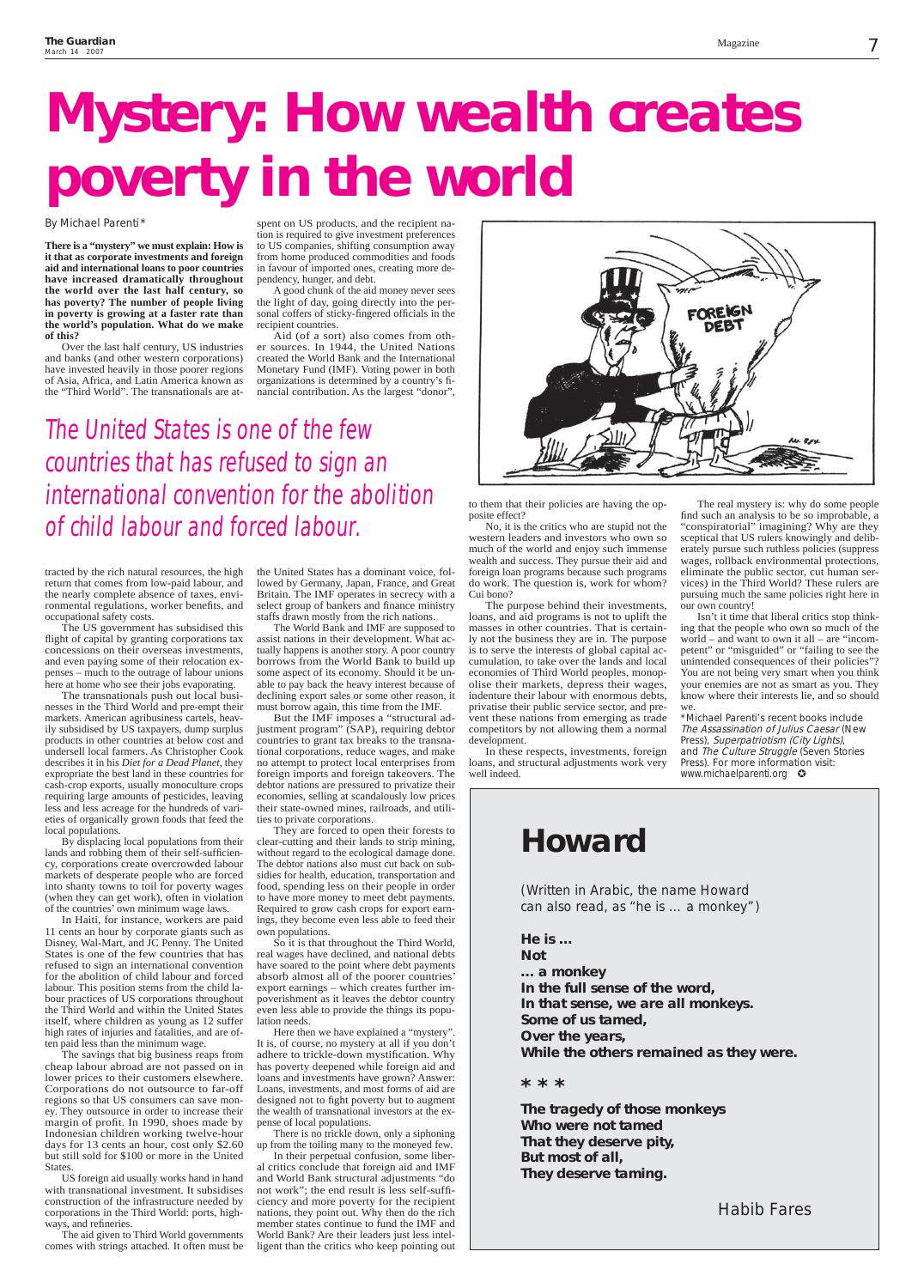# Mystery: How wealth creates poverty in the world

By Michael Parenti*

**There is a "mystery" we must explain: How is it that as corporate investments and foreign aid and international loans to poor countries have increased dramatically throughout the world over the last half century, so has poverty? The number of people living in poverty is growing at a faster rate than the world's population. What do we make of this?**

Over the last half century, US industries and banks (and other western corporations) have invested heavily in those poorer regions of Asia, Africa, and Latin America known as the "Third World". The transnationals are attracted by the rich natural resources, the high return that comes from low-paid labour, and the nearly complete absence of taxes, environmental regulations, worker benefits, and occupational safety costs.

The US government has subsidised this flight of capital by granting corporations tax concessions on their overseas investments, and even paying some of their relocation expenses – much to the outrage of labour unions here at home who see their jobs evaporating.

The transnationals push out local businesses in the Third World and pre-empt their markets. American agribusiness cartels, heavily subsidised by US taxpayers, dump surplus products in other countries at below cost and undersell local farmers. As Christopher Cook describes it in his *Diet for a Dead Planet*, they expropriate the best land in these countries for cash-crop exports, usually monoculture crops requiring large amounts of pesticides, leaving less and less acreage for the hundreds of varieties of organically grown foods that feed the local populations.

By displacing local populations from their lands and robbing them of their self-sufficiency, corporations create overcrowded labour markets of desperate people who are forced into shanty towns to toil for poverty wages (when they can get work), often in violation of the countries' own minimum wage laws.

In Haiti, for instance, workers are paid 11 cents an hour by corporate giants such as Disney, Wal-Mart, and JC Penny. The United States is one of the few countries that has refused to sign an international convention for the abolition of child labour and forced labour. This position stems from the child labour practices of US corporations throughout the Third World and within the United States itself, where children as young as 12 suffer high rates of injuries and fatalities, and are often paid less than the minimum wage.

*The United States is one of the few countries that has refused to sign an international convention for the abolition of child labour and forced labour.*

The savings that big business reaps from cheap labour abroad are not passed on in lower prices to their customers elsewhere. Corporations do not outsource to far-off regions so that US consumers can save money. They outsource in order to increase their margin of profit. In 1990, shoes made by Indonesian children working twelve-hour days for 13 cents an hour, cost only $2.60 but still sold for $100 or more in the United States.

US foreign aid usually works hand in hand with transnational investment. It subsidises construction of the infrastructure needed by corporations in the Third World: ports, highways, and refineries.

The aid given to Third World governments comes with strings attached. It often must be spent on US products, and the recipient nation is required to give investment preferences to US companies, shifting consumption away from home produced commodities and foods in favour of imported ones, creating more dependency, hunger, and debt.

A good chunk of the aid money never sees the light of day, going directly into the personal coffers of sticky-fingered officials in the recipient countries.

Aid (of a sort) also comes from other sources. In 1944, the United Nations created the World Bank and the International Monetary Fund (IMF). Voting power in both organizations is determined by a country's financial contribution. As the largest "donor", the United States has a dominant voice, followed by Germany, Japan, France, and Great Britain. The IMF operates in secrecy with a select group of bankers and finance ministry staffs drawn mostly from the rich nations.

The World Bank and IMF are supposed to assist nations in their development. What actually happens is another story. A poor country borrows from the World Bank to build up some aspect of its economy. Should it be unable to pay back the heavy interest because of declining export sales or some other reason, it must borrow again, this time from the IMF.

But the IMF imposes a "structural adjustment program" (SAP), requiring debtor countries to grant tax breaks to the transnational corporations, reduce wages, and make no attempt to protect local enterprises from foreign imports and foreign takeovers. The debtor nations are pressured to privatize their economies, selling at scandalously low prices their state-owned mines, railroads, and utilities to private corporations.

They are forced to open their forests to clear-cutting and their lands to strip mining, without regard to the ecological damage done. The debtor nations also must cut back on subsidies for health, education, transportation and food, spending less on their people in order to have more money to meet debt payments. Required to grow cash crops for export earnings, they become even less able to feed their own populations.

So it is that throughout the Third World, real wages have declined, and national debts have soared to the point where debt payments absorb almost all of the poorer countries' export earnings – which creates further impoverishment as it leaves the debtor country even less able to provide the things its population needs.

Here then we have explained a "mystery". It is, of course, no mystery at all if you don't adhere to trickle-down mystification. Why has poverty deepened while foreign aid and loans and investments have grown? Answer: Loans, investments, and most forms of aid are designed not to fight poverty but to augment the wealth of transnational investors at the expense of local populations.

There is no trickle down, only a siphoning up from the toiling many to the moneyed few.

In their perpetual confusion, some liberal critics conclude that foreign aid and IMF and World Bank structural adjustments "do not work"; the end result is less self-sufficiency and more poverty for the recipient nations, they point out. Why then do the rich member states continue to fund the IMF and World Bank? Are their leaders just less intelligent than the critics who keep pointing out to them that their policies are having the opposite effect?

No, it is the critics who are stupid not the western leaders and investors who own so much of the world and enjoy such immense wealth and success. They pursue their aid and foreign loan programs because such programs do work. The question is, work for whom? Cui bono?

The purpose behind their investments, loans, and aid programs is not to uplift the masses in other countries. That is certainly not the business they are in. The purpose is to serve the interests of global capital accumulation, to take over the lands and local economies of Third World peoples, monopolise their markets, depress their wages, indenture their labour with enormous debts, privatise their public service sector, and prevent these nations from emerging as trade competitors by not allowing them a normal development.

In these respects, investments, foreign loans, and structural adjustments work very well indeed.

The real mystery is: why do some people find such an analysis to be so improbable, a "conspiratorial" imagining? Why are they sceptical that US rulers knowingly and deliberately pursue such ruthless policies (suppress wages, rollback environmental protections, eliminate the public sector, cut human services) in the Third World? These rulers are pursuing much the same policies right here in our own country!

Isn't it time that liberal critics stop thinking that the people who own so much of the world – and want to own it all – are "incompetent" or "misguided" or "failing to see the unintended consequences of their policies"? You are not being very smart when you think your enemies are not as smart as you. They know where their interests lie, and so should we.

*Michael Parenti's recent books include *The Assassination of Julius Caesar* (New Press), *Superpatriotism (City Lights)*, and *The Culture Struggle* (Seven Stories Press). For more information visit: www.michaelparenti.org

## Howard

(Written in Arabic, the name Howard can also read, as "he is ... a monkey")

**He is ...**
**Not**
**... a monkey**
**In the full sense of the word,**
**In that sense, we are all monkeys.**
**Some of us tamed,**
**Over the years,**
**While the others remained as they were.**

**\* \* \***

**The tragedy of those monkeys**
**Who were not tamed**
**That they deserve pity,**
**But most of all,**
**They deserve taming.**

Habib Fares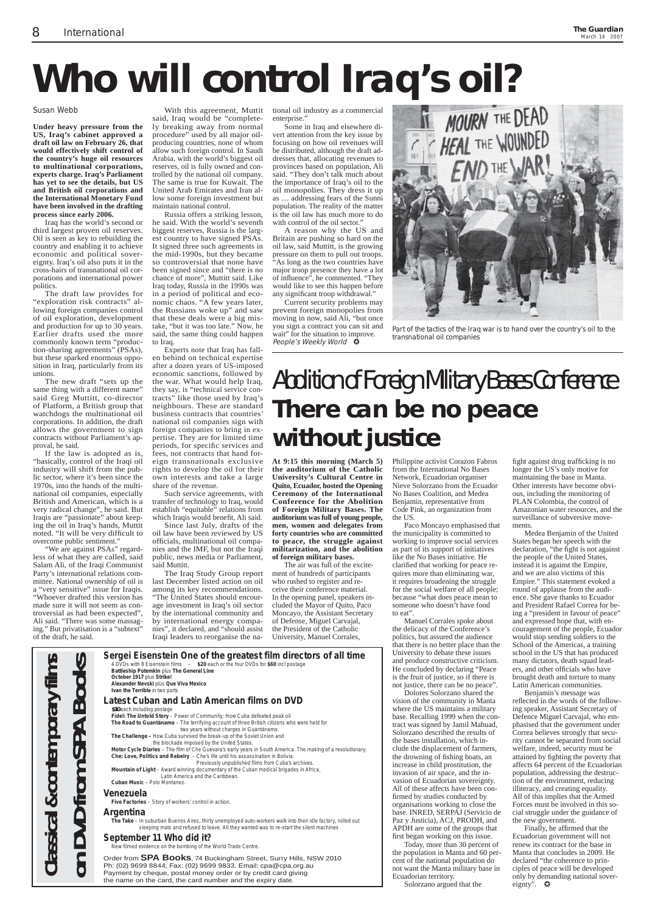# Who will control Iraq's oil?

Susan Webb

**Under heavy pressure from the US, Iraq's cabinet approved a draft oil law on February 26, that would effectively shift control of the country's huge oil resources to multinational corporations, experts charge. Iraq's Parliament has yet to see the details, but US and British oil corporations and the International Monetary Fund have been involved in the drafting process since early 2006.**

Iraq has the world's second or third largest proven oil reserves. Oil is seen as key to rebuilding the country and enabling it to achieve economic and political sovereignty. Iraq's oil also puts it in the cross-hairs of transnational oil corporations and international power politics.

The draft law provides for "exploration risk contracts" allowing foreign companies control of oil exploration, development and production for up to 30 years. Earlier drafts used the more commonly known term "production-sharing agreements" (PSAs), but these sparked enormous opposition in Iraq, particularly from its unions.

The new draft "sets up the same thing with a different name" said Greg Muttitt, co-director of Platform, a British group that watchdogs the multinational oil corporations. In addition, the draft allows the government to sign contracts without Parliament's approval, he said.

If the law is adopted as is, "basically, control of the Iraqi oil industry will shift from the public sector, where it's been since the 1970s, into the hands of the multinational oil companies, especially British and American, which is a very radical change", he said. But Iraqis are "passionate" about keeping the oil in Iraq's hands, Muttitt noted. "It will be very difficult to overcome public sentiment."

"We are against PSAs" regardless of what they are called, said Salam Ali, of the Iraqi Communist Party's international relations committee. National ownership of oil is a "very sensitive" issue for Iraqis. "Whoever drafted this version has made sure it will not seem as controversial as had been expected", Ali said. "There was some massaging." But privatisation is a "subtext" of the draft, he said.

With this agreement, Muttit said, Iraq would be "completely breaking away from normal procedure" used by all major oil-producing countries, none of whom allow such foreign control. In Saudi Arabia, with the world's biggest oil reserves, oil is fully owned and controlled by the national oil company. The same is true for Kuwait. The United Arab Emirates and Iran allow some foreign investment but maintain national control.

Russia offers a striking lesson, he said. With the world's seventh biggest reserves, Russia is the largest country to have signed PSAs. It signed three such agreements in the mid-1990s, but they became so controversial that none have been signed since and "there is no chance of more", Muttitt said. Like Iraq today, Russia in the 1990s was in a period of political and economic chaos. "A few years later, the Russians woke up" and saw that these deals were a big mistake, "but it was too late." Now, he said, the same thing could happen to Iraq.

Experts note that Iraq has fallen behind on technical expertise after a dozen years of US-imposed economic sanctions, followed by the war. What would help Iraq, they say, is "technical service contracts" like those used by Iraq's neighbours. These are standard business contracts that countries' national oil companies sign with foreign companies to bring in expertise. They are for limited time periods, for specific services and fees, not contracts that hand foreign transnationals exclusive rights to develop the oil for their own interests and take a large share of the revenue.

Such service agreements, with transfer of technology to Iraq, would establish "equitable" relations from which Iraqis would benefit, Ali said.

Since last July, drafts of the oil law have been reviewed by US officials, multinational oil companies and the IMF, but not the Iraqi public, news media or Parliament, said Muttitt.

The Iraq Study Group report last December listed action on oil among its key recommendations. "The United States should encourage investment in Iraq's oil sector by the international community and by international energy companies", it declared, and "should assist Iraqi leaders to reorganise the national oil industry as a commercial enterprise."

Some in Iraq and elsewhere divert attention from the key issue by focusing on how oil revenues will be distributed, although the draft addresses that, allocating revenues to provinces based on population, Ali said. "They don't talk much about the importance of Iraq's oil to the oil monopolies. They dress it up as … addressing fears of the Sunni population. The reality of the matter is the oil law has much more to do with control of the oil sector."

A reason why the US and Britain are pushing so hard on the oil law, said Muttitt, is the growing pressure on them to pull out troops. "As long as the two countries have major troop presence they have a lot of influence", he commented. "They would like to see this happen before any significant troop withdrawal."

Current security problems may prevent foreign monopolies from moving in now, said Ali, "but once you sign a contract you can sit and wait" for the situation to improve.

*People's Weekly World*

Part of the tactics of the Iraq war is to hand over the country's oil to the transnational oil companies

## Abolition of Foreign Military Bases Conference

# There can be no peace without justice

**At 9:15 this morning (March 5) the auditorium of the Catholic University's Cultural Centre in Quito, Ecuador, hosted the Opening Ceremony of the International Conference for the Abolition of Foreign Military Bases. The auditorium was full of young people, men, women and delegates from forty countries who are committed to peace, the struggle against militarization, and the abolition of foreign military bases.**

The air was full of the excitement of hundreds of participants who rushed to register and receive their conference material. In the opening panel, speakers included the Mayor of Quito, Paco Moncayo, the Assistant Secretary of Defense, Miguel Carvajal, the President of the Catholic University, Manuel Corrales, Philippine activist Corazon Fabros from the International No Bases Network, Ecuadorian organiser Nieve Solorzano from the Ecuador No Bases Coalition, and Medea Benjamin, representative from Code Pink, an organization from the US.

Paco Moncayo emphasised that the municipality is committed to working to improve social services as part of its support of initiatives like the No Bases initiative. He clarified that working for peace requires more than eliminating war, it requires broadening the struggle for the social welfare of all people; because "what does peace mean to someone who doesn't have food to eat".

Manuel Corrales spoke about the delicacy of the Conference's politics, but assured the audience that there is no better place than the University to debate these issues and produce constructive criticism. He concluded by declaring "Peace is the fruit of justice, so if there is not justice, there can be no peace".

Dolores Solorzano shared the vision of the community in Manta where the US maintains a military base. Recalling 1999 when the contract was signed by Jamil Mahuad, Solorzano described the results of the bases installation, which include the displacement of farmers, the drowning of fishing boats, an increase in child prostitution, the invasion of air space, and the invasion of Ecuadorian sovereignty. All of these affects have been confirmed by studies conducted by organisations working to close the base. INRED, SERPAJ (Servicio de Paz y Justicia), ACJ, PRODH, and APDH are some of the groups that first began working on this issue.

Today, more than 30 percent of the population in Manta and 60 percent of the national population do not want the Manta military base in Ecuadorian territory.

Solorzano argued that the fight against drug trafficking is no longer the US's only motive for maintaining the base in Manta. Other interests have become obvious, including the monitoring of PLAN Colombia, the control of Amazonian water resources, and the surveillance of subversive movements.

Medea Benjamin of the United States began her speech with the declaration, "the fight is not against the people of the United States, instead it is against the Empire, and we are also victims of this Empire." This statement evoked a round of applause from the audience. She gave thanks to Ecuador and President Rafael Correa for being a "president in favour of peace" and expressed hope that, with encouragement of the people, Ecuador would stop sending soldiers to the School of the Americas, a training school in the US that has produced many dictators, death squad leaders, and other officials who have brought death and torture to many Latin American communities.

Benjamin's message was reflected in the words of the following speaker, Assistant Secretary of Defence Miguel Carvajal, who emphasised that the government under Correa believes strongly that security cannot be separated from social welfare, indeed, security must be attained by fighting the poverty that affects 64 percent of the Ecuadorian population, addressing the destruction of the environment, reducing illiteracy, and creating equality. All of this implies that the Armed Forces must be involved in this social struggle under the guidance of the new government.

Finally, he affirmed that the Ecuadorian government will not renew its contract for the base in Manta that concludes in 2009. He declared "the coherence to principles of peace will be developed only by demanding national sovereignty".

---

**Classical & contemporary films on DVD from SPA Books**

### Sergei Eisenstein One of the greatest film directors of all time

4 DVDs with 8 Eisenstein films – **$20** each or the four DVDs for **$60** incl postage

**Battleship Potemkin** plus **The General Line**
**October 1917** plus **Strike!**
**Alexander Nevski** plus **Que Viva Mexico**
**Ivan the Terrible** in two parts

### Latest Cuban and Latin American films on DVD

**$10** each including postage

**Fidel: The Untold Story** – Power of Community: How Cuba defeated peak oil
**The Road to Guantánamo** – The terrifying account of three British citizens who were held for two years without charges in Guantánamo.
**The Challenge** – How Cuba survived the break-up of the Soviet Union and the blockade imposed by the United States.
**Motor Cycle Diaries** – The film of Che Guevara's early years in South America. The making of a revolutionary.
**Che: Love, Politics and Rebelry** – Che's life until his assassination in Bolivia. Previously unpublished films from Cuba's archives.
**Mountain of Light** – Award winning documentary of the Cuban medical brigades in Africa, Latin America and the Caribbean.
**Cuban Music** – Polo Montanez.

### Venezuela

**Five Factories** – Story of workers' control in action.

### Argentina

**The Take** – In suburban Buenos Aires, thirty unemployed auto-workers walk into their idle factory, rolled out sleeping mats and refused to leave. All they wanted was to re-start the silent machines

### September 11 Who did it?

New filmed evidence on the bombing of the World Trade Centre.

Order from **SPA Books**, 74 Buckingham Street, Surry Hills, NSW 2010
Ph: (02) 9699 8844; Fax: (02) 9699 9833. Email: cpa@cpa.org.au
Payment by cheque, postal money order or by credit card giving the name on the card, the card number and the expiry date.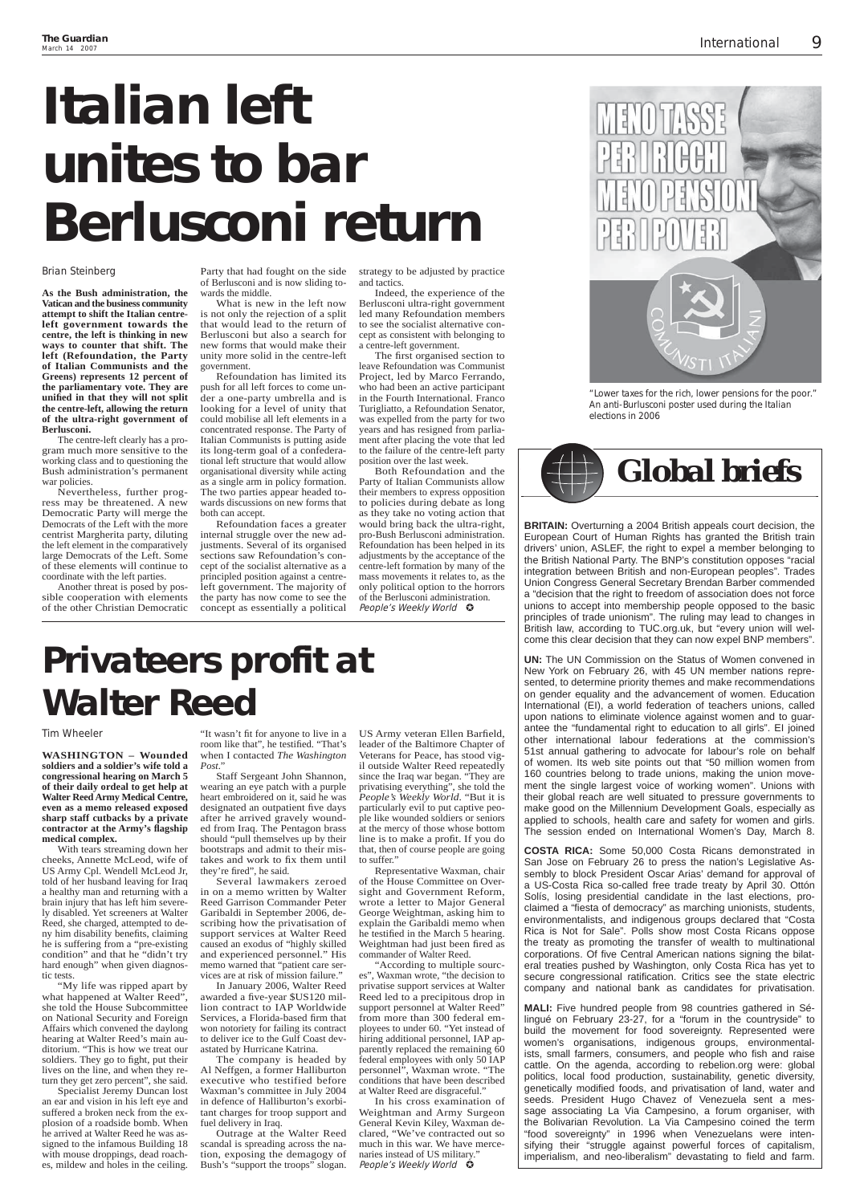# Italian left unites to bar Berlusconi return

Brian Steinberg

**As the Bush administration, the Vatican and the business community attempt to shift the Italian centre-left government towards the centre, the left is thinking in new ways to counter that shift. The left (Refoundation, the Party of Italian Communists and the Greens) represents 12 percent of the parliamentary vote. They are unified in that they will not split the centre-left, allowing the return of the ultra-right government of Berlusconi.**

The centre-left clearly has a program much more sensitive to the working class and to questioning the Bush administration's permanent war policies.

Nevertheless, further progress may be threatened. A new Democratic Party will merge the Democrats of the Left with the more centrist Margherita party, diluting the left element in the comparatively large Democrats of the Left. Some of these elements will continue to coordinate with the left parties.

Another threat is posed by possible cooperation with elements of the other Christian Democratic Party that had fought on the side of Berlusconi and is now sliding towards the middle.

What is new in the left now is not only the rejection of a split that would lead to the return of Berlusconi but also a search for new forms that would make their unity more solid in the centre-left government.

Refoundation has limited its push for all left forces to come under a one-party umbrella and is looking for a level of unity that could mobilise all left elements in a concentrated response. The Party of Italian Communists is putting aside its long-term goal of a confederational left structure that would allow organisational diversity while acting as a single arm in policy formation. The two parties appear headed towards discussions on new forms that both can accept.

Refoundation faces a greater internal struggle over the new adjustments. Several of its organised sections saw Refoundation's concept of the socialist alternative as a principled position against a centre-left government. The majority of the party has now come to see the concept as essentially a political strategy to be adjusted by practice and tactics.

Indeed, the experience of the Berlusconi ultra-right government led many Refoundation members to see the socialist alternative concept as consistent with belonging to a centre-left government.

The first organised section to leave Refoundation was Communist Project, led by Marco Ferrando, who had been an active participant in the Fourth International. Franco Turigliatto, a Refoundation Senator, was expelled from the party for two years and has resigned from parliament after placing the vote that led to the failure of the centre-left party position over the last week.

Both Refoundation and the Party of Italian Communists allow their members to express opposition to policies during debate as long as they take no voting action that would bring back the ultra-right, pro-Bush Berlusconi administration. Refoundation has been helped in its adjustments by the acceptance of the centre-left formation by many of the mass movements it relates to, as the only political option to the horrors of the Berlusconi administration.

*People's Weekly World*

"Lower taxes for the rich, lower pensions for the poor." An anti-Burlusconi poster used during the Italian elections in 2006

# Privateers profit at Walter Reed

Tim Wheeler

**WASHINGTON – Wounded soldiers and a soldier's wife told a congressional hearing on March 5 of their daily ordeal to get help at Walter Reed Army Medical Centre, even as a memo released exposed sharp staff cutbacks by a private contractor at the Army's flagship medical complex.**

With tears streaming down her cheeks, Annette McLeod, wife of US Army Cpl. Wendell McLeod Jr, told of her husband leaving for Iraq a healthy man and returning with a brain injury that has left him severely disabled. Yet screeners at Walter Reed, she charged, attempted to deny him disability benefits, claiming he is suffering from a "pre-existing condition" and that he "didn't try hard enough" when given diagnostic tests.

"My life was ripped apart by what happened at Walter Reed", she told the House Subcommittee on National Security and Foreign Affairs which convened the daylong hearing at Walter Reed's main auditorium. "This is how we treat our soldiers. They go to fight, put their lives on the line, and when they return they get zero percent", she said.

Specialist Jeremy Duncan lost an ear and vision in his left eye and suffered a broken neck from the explosion of a roadside bomb. When he arrived at Walter Reed he was assigned to the infamous Building 18 with mouse droppings, dead roaches, mildew and holes in the ceiling. "It wasn't fit for anyone to live in a room like that", he testified. "That's when I contacted *The Washington Post*."

Staff Sergeant John Shannon, wearing an eye patch with a purple heart embroidered on it, said he was designated an outpatient five days after he arrived gravely wounded from Iraq. The Pentagon brass should "pull themselves up by their bootstraps and admit to their mistakes and work to fix them until they're fired", he said.

Several lawmakers zeroed in on a memo written by Walter Reed Garrison Commander Peter Garibaldi in September 2006, describing how the privatisation of support services at Walter Reed caused an exodus of "highly skilled and experienced personnel." His memo warned that "patient care services are at risk of mission failure."

In January 2006, Walter Reed awarded a five-year $US120 million contract to IAP Worldwide Services, a Florida-based firm that won notoriety for failing its contract to deliver ice to the Gulf Coast devastated by Hurricane Katrina.

The company is headed by Al Neffgen, a former Halliburton executive who testified before Waxman's committee in July 2004 in defence of Halliburton's exorbitant charges for troop support and fuel delivery in Iraq.

Outrage at the Walter Reed scandal is spreading across the nation, exposing the demagogy of Bush's "support the troops" slogan. US Army veteran Ellen Barfield, leader of the Baltimore Chapter of Veterans for Peace, has stood vigil outside Walter Reed repeatedly since the Iraq war began. "They are privatising everything", she told the *People's Weekly World*. "But it is particularly evil to put captive people like wounded soldiers or seniors at the mercy of those whose bottom line is to make a profit. If you do that, then of course people are going to suffer."

Representative Waxman, chair of the House Committee on Oversight and Government Reform, wrote a letter to Major General George Weightman, asking him to explain the Garibaldi memo when he testified in the March 5 hearing. Weightman had just been fired as commander of Walter Reed.

"According to multiple sources", Waxman wrote, "the decision to privatise support services at Walter Reed led to a precipitous drop in support personnel at Walter Reed" from more than 300 federal employees to under 60. "Yet instead of hiring additional personnel, IAP apparently replaced the remaining 60 federal employees with only 50 IAP personnel", Waxman wrote. "The conditions that have been described at Walter Reed are disgraceful."

In his cross examination of Weightman and Army Surgeon General Kevin Kiley, Waxman declared, "We've contracted out so much in this war. We have mercenaries instead of US military."

*People's Weekly World*

# Global briefs

**BRITAIN:** Overturning a 2004 British appeals court decision, the European Court of Human Rights has granted the British train drivers' union, ASLEF, the right to expel a member belonging to the British National Party. The BNP's constitution opposes "racial integration between British and non-European peoples". Trades Union Congress General Secretary Brendan Barber commended a "decision that the right to freedom of association does not force unions to accept into membership people opposed to the basic principles of trade unionism". The ruling may lead to changes in British law, according to TUC.org.uk, but "every union will welcome this clear decision that they can now expel BNP members".

**UN:** The UN Commission on the Status of Women convened in New York on February 26, with 45 UN member nations represented, to determine priority themes and make recommendations on gender equality and the advancement of women. Education International (EI), a world federation of teachers unions, called upon nations to eliminate violence against women and to guarantee the "fundamental right to education to all girls". EI joined other international labour federations at the commission's 51st annual gathering to advocate for labour's role on behalf of women. Its web site points out that "50 million women from 160 countries belong to trade unions, making the union movement the single largest voice of working women". Unions with their global reach are well situated to pressure governments to make good on the Millennium Development Goals, especially as applied to schools, health care and safety for women and girls. The session ended on International Women's Day, March 8.

**COSTA RICA:** Some 50,000 Costa Ricans demonstrated in San Jose on February 26 to press the nation's Legislative Assembly to block President Oscar Arias' demand for approval of a US-Costa Rica so-called free trade treaty by April 30. Ottón Solís, losing presidential candidate in the last elections, proclaimed a "fiesta of democracy" as marching unionists, students, environmentalists, and indigenous groups declared that "Costa Rica is Not for Sale". Polls show most Costa Ricans oppose the treaty as promoting the transfer of wealth to multinational corporations. Of five Central American nations signing the bilateral treaties pushed by Washington, only Costa Rica has yet to secure congressional ratification. Critics see the state electric company and national bank as candidates for privatisation.

**MALI:** Five hundred people from 98 countries gathered in Sélingué on February 23-27, for a "forum in the countryside" to build the movement for food sovereignty. Represented were women's organisations, indigenous groups, environmentalists, small farmers, consumers, and people who fish and raise cattle. On the agenda, according to rebelion.org were: global politics, local food production, sustainability, genetic diversity, genetically modified foods, and privatisation of land, water and seeds. President Hugo Chavez of Venezuela sent a message associating La Via Campesino, a forum organiser, with the Bolivarian Revolution. La Via Campesino coined the term "food sovereignty" in 1996 when Venezuelans were intensifying their "struggle against powerful forces of capitalism, imperialism, and neo-liberalism" devastating to field and farm.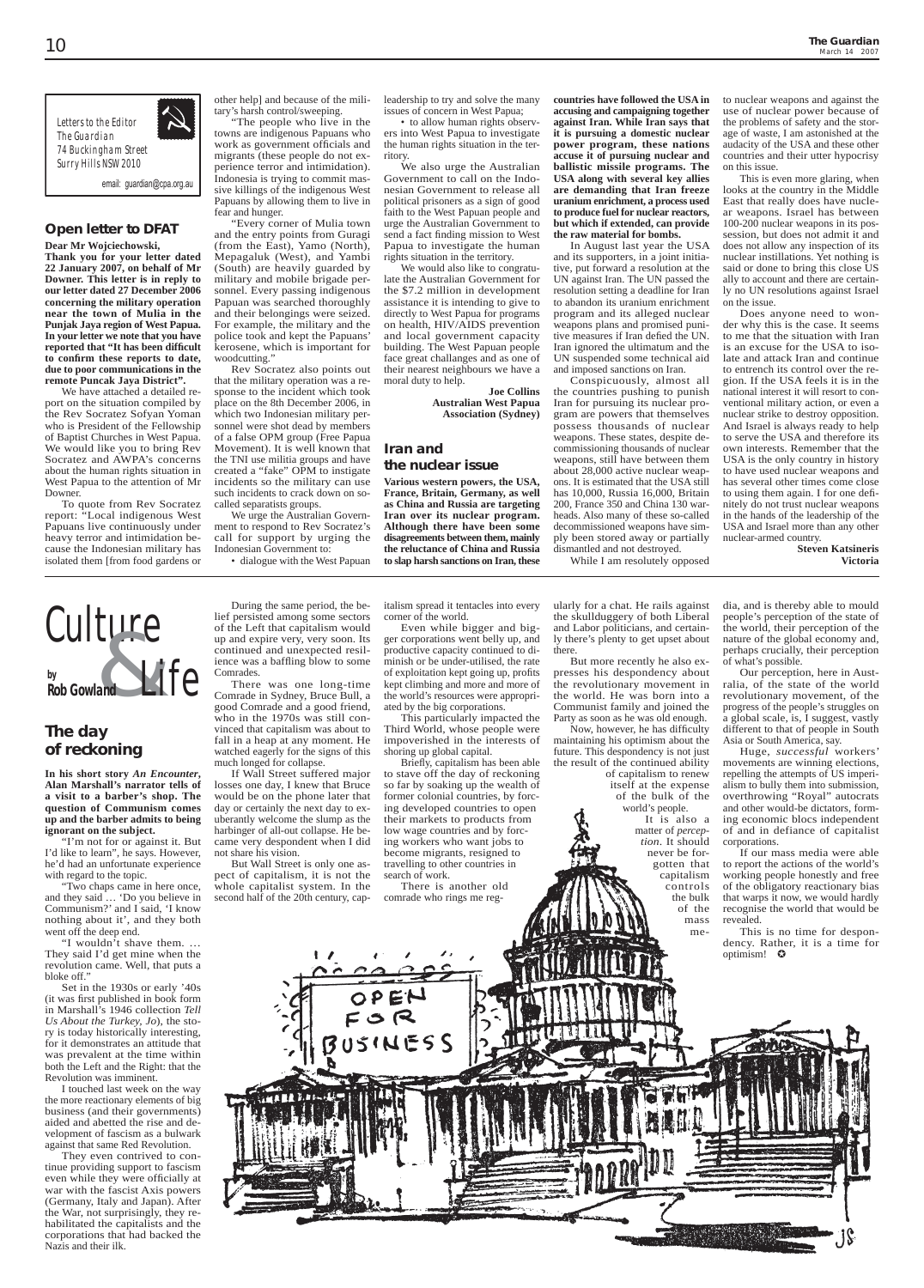Letters to the Editor
The Guardian
74 Buckingham Street
Surry Hills NSW 2010

email: guardian@cpa.org.au

## Open letter to DFAT

**Dear Mr Wojciechowski,**

**Thank you for your letter dated 22 January 2007, on behalf of Mr Downer. This letter is in reply to our letter dated 27 December 2006 concerning the military operation near the town of Mulia in the Punjak Jaya region of West Papua. In your letter we note that you have reported that "It has been difficult to confirm these reports to date, due to poor communications in the remote Puncak Jaya District".**

We have attached a detailed report on the situation compiled by the Rev Socratez Sofyan Yoman who is President of the Fellowship of Baptist Churches in West Papua. We would like you to bring Rev Socratez and AWPA's concerns about the human rights situation in West Papua to the attention of Mr Downer.

To quote from Rev Socratez report: "Local indigenous West Papuans live continuously under heavy terror and intimidation because the Indonesian military has isolated them [from food gardens or other help] and because of the military's harsh control/sweeping.

"The people who live in the towns are indigenous Papuans who work as government officials and migrants (these people do not experience terror and intimidation). Indonesia is trying to commit massive killings of the indigenous West Papuans by allowing them to live in fear and hunger.

"Every corner of Mulia town and the entry points from Guragi (from the East), Yamo (North), Mepagaluk (West), and Yambi (South) are heavily guarded by military and mobile brigade personnel. Every passing indigenous Papuan was searched thoroughly and their belongings were seized. For example, the military and the police took and kept the Papuans' kerosene, which is important for woodcutting."

Rev Socratez also points out that the military operation was a response to the incident which took place on the 8th December 2006, in which two Indonesian military personnel were shot dead by members of a false OPM group (Free Papua Movement). It is well known that the TNI use militia groups and have created a "fake" OPM to instigate incidents so the military can use such incidents to crack down on so-called separatists groups.

We urge the Australian Government to respond to Rev Socratez's call for support by urging the Indonesian Government to:

- dialogue with the West Papuan leadership to try and solve the many issues of concern in West Papua;
- to allow human rights observers into West Papua to investigate the human rights situation in the territory.

We also urge the Australian Government to call on the Indonesian Government to release all political prisoners as a sign of good faith to the West Papuan people and urge the Australian Government to send a fact finding mission to West Papua to investigate the human rights situation in the territory.

We would also like to congratulate the Australian Government for the $7.2 million in development assistance it is intending to give to directly to West Papua for programs on health, HIV/AIDS prevention and local government capacity building. The West Papuan people face great challanges and as one of their nearest neighbours we have a moral duty to help.

**Joe Collins**
**Australian West Papua Association (Sydney)**

## Iran and the nuclear issue

**Various western powers, the USA, France, Britain, Germany, as well as China and Russia are targeting Iran over its nuclear program. Although there have been some disagreements between them, mainly the reluctance of China and Russia to slap harsh sanctions on Iran, these countries have followed the USA in accusing and campaigning together against Iran. While Iran says that it is pursuing a domestic nuclear power program, these nations accuse it of pursuing nuclear and ballistic missile programs. The USA along with several key allies are demanding that Iran freeze uranium enrichment, a process used to produce fuel for nuclear reactors, but which if extended, can provide the raw material for bombs.**

In August last year the USA and its supporters, in a joint initiative, put forward a resolution at the UN against Iran. The UN passed the resolution setting a deadline for Iran to abandon its uranium enrichment program and its alleged nuclear weapons plans and promised punitive measures if Iran defied the UN. Iran ignored the ultimatum and the UN suspended some technical aid and imposed sanctions on Iran.

Conspicuously, almost all the countries pushing to punish Iran for pursuing its nuclear program are powers that themselves possess thousands of nuclear weapons. These states, despite decommissioning thousands of nuclear weapons, still have between them about 28,000 active nuclear weapons. It is estimated that the USA still has 10,000, Russia 16,000, Britain 200, France 350 and China 130 warheads. Also many of these so-called decommissioned weapons have simply been stored away or partially dismantled and not destroyed.

While I am resolutely opposed to nuclear weapons and against the use of nuclear power because of the problems of safety and the storage of waste, I am astonished at the audacity of the USA and these other countries and their utter hypocrisy on this issue.

This is even more glaring, when looks at the country in the Middle East that really does have nuclear weapons. Israel has between 100-200 nuclear weapons in its possession, but does not admit it and does not allow any inspection of its nuclear instillations. Yet nothing is said or done to bring this close US ally to account and there are certainly no UN resolutions against Israel on the issue.

Does anyone need to wonder why this is the case. It seems to me that the situation with Iran is an excuse for the USA to isolate and attack Iran and continue to entrench its control over the region. If the USA feels it is in the national interest it will resort to conventional military action, or even a nuclear strike to destroy opposition. And Israel is always ready to help to serve the USA and therefore its own interests. Remember that the USA is the only country in history to have used nuclear weapons and has several other times come close to using them again. I for one definitely do not trust nuclear weapons in the hands of the leadership of the USA and Israel more than any other nuclear-armed country.

**Steven Katsineris**
**Victoria**

# Culture & Life

by **Rob Gowland**

## The day of reckoning

**In his short story *An Encounter*, Alan Marshall's narrator tells of a visit to a barber's shop. The question of Communism comes up and the barber admits to being ignorant on the subject.**

"I'm not for or against it. But I'd like to learn", he says. However, he'd had an unfortunate experience with regard to the topic.

"Two chaps came in here once, and they said … 'Do you believe in Communism?' and I said, 'I know nothing about it', and they both went off the deep end.

"I wouldn't shave them. … They said I'd get mine when the revolution came. Well, that puts a bloke off."

Set in the 1930s or early '40s (it was first published in book form in Marshall's 1946 collection *Tell Us About the Turkey, Jo*), the story is today historically interesting, for it demonstrates an attitude that was prevalent at the time within both the Left and the Right: that the Revolution was imminent.

I touched last week on the way the more reactionary elements of big business (and their governments) aided and abetted the rise and development of fascism as a bulwark against that same Red Revolution.

They even contrived to continue providing support to fascism even while they were officially at war with the fascist Axis powers (Germany, Italy and Japan). After the War, not surprisingly, they rehabilitated the capitalists and the corporations that had backed the Nazis and their ilk.

During the same period, the belief persisted among some sectors of the Left that capitalism would up and expire very, very soon. Its continued and unexpected resilience was a baffling blow to some Comrades.

There was one long-time Comrade in Sydney, Bruce Bull, a good Comrade and a good friend, who in the 1970s was still convinced that capitalism was about to fall in a heap at any moment. He watched eagerly for the signs of this much longed for collapse.

If Wall Street suffered major losses one day, I knew that Bruce would be on the phone later that day or certainly the next day to exuberantly welcome the slump as the harbinger of all-out collapse. He became very despondent when I did not share his vision.

But Wall Street is only one aspect of capitalism, it is not the whole capitalist system. In the second half of the 20th century, capitalism spread it tentacles into every corner of the world.

Even while bigger and bigger corporations went belly up, and productive capacity continued to diminish or be under-utilised, the rate of exploitation kept going up, profits kept climbing and more and more of the world's resources were appropriated by the big corporations.

This particularly impacted the Third World, whose people were impoverished in the interests of shoring up global capital.

Briefly, capitalism has been able to stave off the day of reckoning so far by soaking up the wealth of former colonial countries, by forcing developed countries to open their markets to products from low wage countries and by forcing workers who want jobs to become migrants, resigned to travelling to other countries in search of work.

There is another old comrade who rings me regularly for a chat. He rails against the skullduggery of both Liberal and Labor politicians, and certainly there's plenty to get upset about there.

But more recently he also expresses his despondency about the revolutionary movement in the world. He was born into a Communist family and joined the Party as soon as he was old enough.

Now, however, he has difficulty maintaining his optimism about the future. This despondency is not just the result of the continued ability of capitalism to renew itself at the expense of the bulk of the world's people.

It is also a matter of *perception*. It should never be forgotten that capitalism controls the bulk of the mass media, and is thereby able to mould people's perception of the state of the world, their perception of the nature of the global economy and, perhaps crucially, their perception of what's possible.

Our perception, here in Australia, of the state of the world revolutionary movement, of the progress of the people's struggles on a global scale, is, I suggest, vastly different to that of people in South Asia or South America, say.

Huge, *successful* workers' movements are winning elections, repelling the attempts of US imperialism to bully them into submission, overthrowing "Royal" autocrats and other would-be dictators, forming economic blocs independent of and in defiance of capitalist corporations.

If our mass media were able to report the actions of the world's working people honestly and free of the obligatory reactionary bias that warps it now, we would hardly recognise the world that would be revealed.

This is no time for despondency. Rather, it is a time for optimism!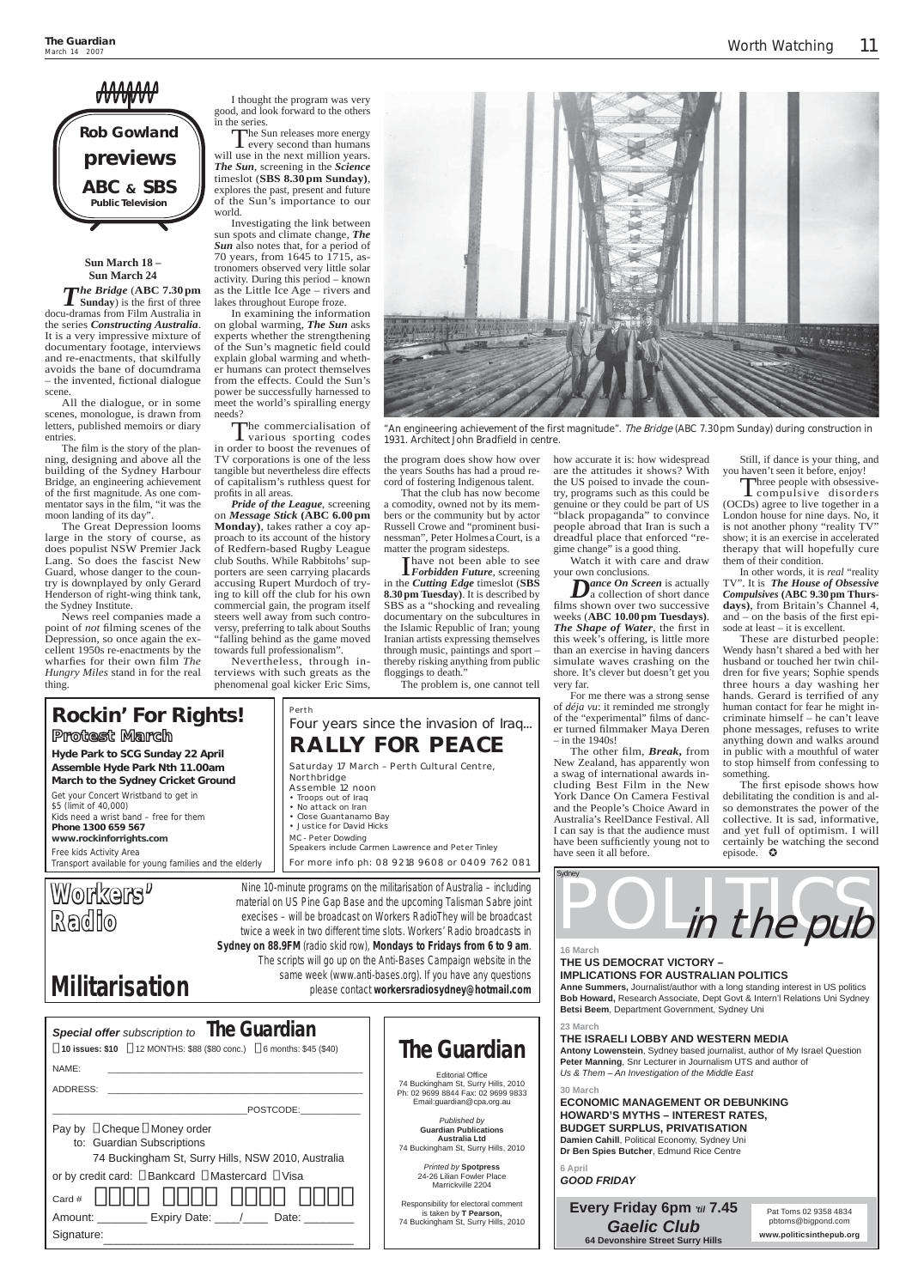# Rob Gowland previews ABC & SBS Public Television

**Sun March 18 – Sun March 24**

*The Bridge* (**ABC 7.30 pm Sunday**) is the first of three docu-dramas from Film Australia in the series *Constructing Australia*. It is a very impressive mixture of documentary footage, interviews and re-enactments, that skilfully avoids the bane of documdrama – the invented, fictional dialogue scene.

All the dialogue, or in some scenes, monologue, is drawn from letters, published memoirs or diary entries.

The film is the story of the planning, designing and above all the building of the Sydney Harbour Bridge, an engineering achievement of the first magnitude. As one commentator says in the film, "it was the moon landing of its day".

The Great Depression looms large in the story of course, as does populist NSW Premier Jack Lang. So does the fascist New Guard, whose danger to the country is downplayed by only Gerard Henderson of right-wing think tank, the Sydney Institute.

News reel companies made a point of *not* filming scenes of the Depression, so once again the excellent 1950s re-enactments by the wharfies for their own film *The Hungry Miles* stand in for the real thing.

I thought the program was very good, and look forward to the others in the series.

The Sun releases more energy every second than humans will use in the next million years. *The Sun*, screening in the *Science* timeslot (**SBS 8.30 pm Sunday**), explores the past, present and future of the Sun's importance to our world.

Investigating the link between sun spots and climate change, *The Sun* also notes that, for a period of 70 years, from 1645 to 1715, astronomers observed very little solar activity. During this period – known as the Little Ice Age – rivers and lakes throughout Europe froze.

In examining the information on global warming, *The Sun* asks experts whether the strengthening of the Sun's magnetic field could explain global warming and whether humans can protect themselves from the effects. Could the Sun's power be successfully harnessed to meet the world's spiralling energy needs?

The commercialisation of various sporting codes in order to boost the revenues of TV corporations is one of the less tangible but nevertheless dire effects of capitalism's ruthless quest for profits in all areas.

*Pride of the League*, screening on *Message Stick* (**ABC 6.00 pm Monday**), takes rather a coy approach to its account of the history of Redfern-based Rugby League club Souths. While Rabbitohs' supporters are seen carrying placards accusing Rupert Murdoch of trying to kill off the club for his own commercial gain, the program itself steers well away from such controversy, preferring to talk about Souths "falling behind as the game moved towards full professionalism".

Nevertheless, through interviews with such greats as the phenomenal goal kicker Eric Sims, the program does show how over the years Souths has had a proud record of fostering Indigenous talent.

That the club has now become a comodity, owned not by its members or the community but by actor Russell Crowe and "prominent businessman", Peter Holmes a Court, is a matter the program sidesteps.

I have not been able to see *Forbidden Future*, screening in the *Cutting Edge* timeslot (**SBS 8.30 pm Tuesday**). It is described by SBS as a "shocking and revealing documentary on the subcultures in the Islamic Republic of Iran; young Iranian artists expressing themselves through music, paintings and sport – thereby risking anything from public floggings to death."

The problem is, one cannot tell how accurate it is: how widespread are the attitudes it shows? With the US poised to invade the country, programs such as this could be genuine or they could be part of US "black propaganda" to convince people abroad that Iran is such a dreadful place that enforced "regime change" is a good thing.

Watch it with care and draw your own conclusions.

*Dance On Screen* is actually a collection of short dance films shown over two successive weeks (**ABC 10.00 pm Tuesdays**). *The Shape of Water*, the first in this week's offering, is little more than an exercise in having dancers simulate waves crashing on the shore. It's clever but doesn't get you very far.

For me there was a strong sense of *déja vu*: it reminded me strongly of the "experimental" films of dancer turned filmmaker Maya Deren – in the 1940s!

The other film, *Break*, from New Zealand, has apparently won a swag of international awards including Best Film in the New York Dance On Camera Festival and the People's Choice Award in Australia's ReelDance Festival. All I can say is that the audience must have been sufficiently young not to have seen it all before.

Still, if dance is your thing, and you haven't seen it before, enjoy!

Three people with obsessive-compulsive disorders (OCDs) agree to live together in a London house for nine days. No, it is not another phony "reality TV" show; it is an exercise in accelerated therapy that will hopefully cure them of their condition.

In other words, it is *real* "reality TV". It is *The House of Obsessive Compulsives* (**ABC 9.30 pm Thursdays**), from Britain's Channel 4, and – on the basis of the first episode at least – it is excellent.

These are disturbed people: Wendy hasn't shared a bed with her husband or touched her twin children for five years; Sophie spends three hours a day washing her hands. Gerard is terrified of any human contact for fear he might incriminate himself – he can't leave phone messages, refuses to write anything down and walks around in public with a mouthful of water to stop himself from confessing to something.

The first episode shows how debilitating the condition is and also demonstrates the power of the collective. It is sad, informative, and yet full of optimism. I will certainly be watching the second episode. ✪

"An engineering achievement of the first magnitude". *The Bridge* (ABC 7.30 pm Sunday) during construction in 1931. Architect John Bradfield in centre.

---

## Rockin' For Rights!
### Protest March

**Hyde Park to SCG Sunday 22 April**
**Assemble Hyde Park Nth 11.00am**
**March to the Sydney Cricket Ground**

Get your Concert Wristband to get in
$5 (limit of 40,000)
Kids need a wrist band – free for them
**Phone 1300 659 567**
**www.rockinforrights.com**
Free kids Activity Area
Transport available for young families and the elderly

---

Perth
Four years since the invasion of Iraq...

## RALLY FOR PEACE

Saturday 17 March – Perth Cultural Centre, Northbridge
Assemble 12 noon
- Troops out of Iraq
- No attack on Iran
- Close Guantanamo Bay
- Justice for David Hicks

MC - Peter Dowding
Speakers include Carmen Lawrence and Peter Tinley
For more info ph: 08 9218 9608 or 0409 762 081

---

## Workers' Radio
## Militarisation

Nine 10-minute programs on the militarisation of Australia – including material on US Pine Gap Base and the upcoming Talisman Sabre joint execises – will be broadcast on Workers RadioThey will be broadcast twice a week in two different time slots. Workers' Radio broadcasts in **Sydney on 88.9FM** (radio skid row), **Mondays to Fridays from 6 to 9 am**. The scripts will go up on the Anti-Bases Campaign website in the same week (www.anti-bases.org). If you have any questions please contact **workersradiosydney@hotmail.com**

---

Sydney

## POLITICS in the pub

**16 March**
**THE US DEMOCRAT VICTORY – IMPLICATIONS FOR AUSTRALIAN POLITICS**
**Anne Summers,** Journalist/author with a long standing interest in US politics
**Bob Howard,** Research Associate, Dept Govt & Intern'l Relations Uni Sydney
**Betsi Beem**, Department Government, Sydney Uni

**23 March**
**THE ISRAELI LOBBY AND WESTERN MEDIA**
**Antony Lowenstein**, Sydney based journalist, author of My Israel Question
**Peter Manning**, Snr Lecturer in Journalism UTS and author of *Us & Them – An Investigation of the Middle East*

**30 March**
**ECONOMIC MANAGEMENT OR DEBUNKING HOWARD'S MYTHS – INTEREST RATES, BUDGET SURPLUS, PRIVATISATION**
**Damien Cahill**, Political Economy, Sydney Uni
**Dr Ben Spies Butcher**, Edmund Rice Centre

**6 April**
***GOOD FRIDAY***

**Every Friday 6pm *'til* 7.45**
***Gaelic Club***
**64 Devonshire Street Surry Hills**

Pat Toms 02 9358 4834
pbtoms@bigpond.com
**www.politicsinthepub.org**

---

*Special offer* subscription to **The Guardian**

☐ **10 issues: $10** ☐ 12 MONTHS: $88 ($80 conc.) ☐ 6 months: $45 ($40)

NAME: ____________________

ADDRESS: ____________________

____________________ POSTCODE: ________

Pay by ☐ Cheque ☐ Money order
to: Guardian Subscriptions
74 Buckingham St, Surry Hills, NSW 2010, Australia

or by credit card: ☐ Bankcard ☐ Mastercard ☐ Visa

Card # ☐☐☐☐ ☐☐☐☐ ☐☐☐☐ ☐☐☐☐

Amount: ________ Expiry Date: ____/____ Date: ________

Signature: ____________________

---

**The Guardian**

Editorial Office
74 Buckingham St, Surry Hills, 2010
Ph: 02 9699 8844 Fax: 02 9699 9833
Email:guardian@cpa.org.au

*Published by*
**Guardian Publications Australia Ltd**
74 Buckingham St, Surry Hills, 2010

*Printed by* **Spotpress**
24-26 Lilian Fowler Place
Marrickville 2204

Responsibility for electoral comment is taken by **T Pearson,**
74 Buckingham St, Surry Hills, 2010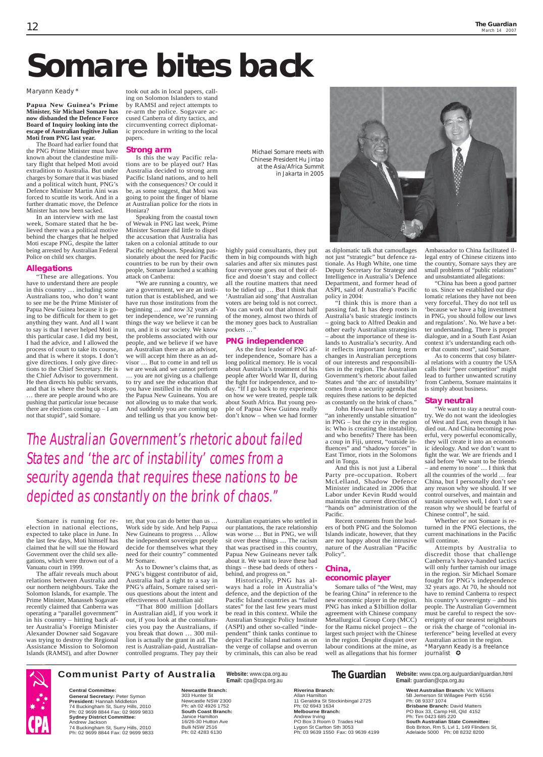# Somare bites back

*Maryann Keady \**

**Papua New Guinea's Prime Minister, Sir Michael Somare has now disbanded the Defence Force Board of Inquiry looking into the escape of Australian fugitive Julian Moti from PNG last year.**

The Board had earlier found that the PNG Prime Minister must have known about the clandestine military flight that helped Moti avoid extradition to Australia. But under charges by Somare that it was biased and a political witch hunt, PNG's Defence Minister Martin Aini was forced to scuttle its work. And in a further dramatic move, the Defence Minister has now been sacked.

In an interview with me last week, Somare stated that he believed there was a political motive behind the charges that he helped Moti escape PNG, despite the latter being arrested by Australian Federal Police on child sex charges.

## Allegations

"These are allegations. You have to understand there are people in this country … including some Australians too, who don't want to see me be the Prime Minister of Papua New Guinea because it is going to be difficult for them to get anything they want. And all I want to say is that I never helped Moti in this particular case. I did my best, I had the advice, and I allowed the process of court to take its course, and that is where it stops. I don't give directions. I only give directions to the Chief Secretary. He is the Chief Advisor to government. He then directs his public servants, and that is where the buck stops. … there are people around who are pushing that particular issue because there are elections coming up – I am not that stupid", said Somare.

Somare is running for re-election in national elections, expected to take place in June. In the last few days, Moti himself has claimed that he will sue the Howard Government over the child sex allegations, which were thrown out of a Vanuatu court in 1999.

The affair reveals much about relations between Australia and our northern neighbours. Take the Solomon Islands, for example. The Prime Minister, Manasseh Sogavare recently claimed that Canberra was operating a "parallel government" in his country – hitting back after Australia's Foreign Minister Alexander Downer said Sogavare was trying to destroy the Regional Assistance Mission to Solomon Islands (RAMSI), and after Downer took out ads in local papers, calling on Solomon Islanders to stand by RAMSI and reject attempts to re-arm the police. Sogavare accused Canberra of dirty tactics, and circumventing correct diplomatic procedure in writing to the local papers.

## Strong arm

Is this the way Pacific relations are to be played out? Has Australia decided to strong arm Pacific Island nations, and to hell with the consequences? Or could it be, as some suggest, that Moti was going to point the finger of blame at Australian police for the riots in Honiara?

Speaking from the coastal town of Wewak in PNG last week, Prime Minister Somare did little to dispel the accusation that Australia has taken on a colonial attitude to our Pacific neighbours. Speaking passionately about the need for Pacific countries to be run by their own people, Somare launched a scathing attack on Canberra:

"We are running a country, we are a government, we are an institution that is established, and we have run those institutions from the beginning … and now 32 years after independence, we're running things the way we believe it can be run, and it is our society. We know the problems associated with our people, and we believe if we have an Australian there as an advisor, we will accept him there as an advisor … But to come in and tell us we are weak and we cannot perform … you are not giving us a challenge to try and see the education that you have instilled in the minds of the Papua New Guineans. You are not allowing us to make that work. And suddenly you are coming up and telling us that you know better, that you can do better than us … Work side by side. And help Papua New Guineans to progress … Allow the independent sovereign people decide for themselves what they need for their country" commented Mr Somare.

As to Downer's claims that, as PNG's biggest contributor of aid, Australia had a right to a say in PNG's affairs, Somare raised serious questions about the intent and effectiveness of Australian aid:

"That 800 million [dollars in Australian aid], if you work it out, if you look at the consultancies you pay the Australians, if you break that down … 300 million is actually the grant in aid. The rest is Australian-paid, Australian-controlled programs. They pay their highly paid consultants, they put them in big compounds with high salaries and after six minutes past four everyone goes out of their office and doesn't stay and collect all the routine matters that need to be tidied up … But I think that 'Australian aid song' that Australian voters are being told is not correct. You can work out that almost half of the money, almost two thirds of the money goes back to Australian pockets …"

## PNG independence

As the first leader of PNG after independence, Somare has a long political memory. He is vocal about Australia's treatment of his people after World War II, during the fight for independence, and today. "If I go back to my experience on how we were treated, people talk about South Africa. But young people of Papua New Guinea really don't know – when we had former Australian expatriates who settled in our plantations, the race relationship was worse … But in PNG, we will sit over these things … The racism that was practised in this country, Papua New Guineans never talk about it. We want to leave these bad things – these bad deeds of others - behind, and progress on."

Historically, PNG has always had a role in Australia's defence, and the depiction of the Pacific Island countries as "failed states" for the last few years must be read in this context. While the Australian Strategic Policy Institute (ASPI) and other so-called "independent" think tanks continue to depict Pacific Island nations as on the verge of collapse and overrun by criminals, this can also be read as diplomatic talk that camouflages not just "strategic" but defence rationale. As Hugh White, one time Deputy Secretary for Strategy and Intelligence in Australia's Defence Department, and former head of ASPI, said of Australia's Pacific policy in 2004:

"I think this is more than a passing fad. It has deep roots in Australia's basic strategic instincts – going back to Alfred Deakin and other early Australian strategists – about the importance of these islands to Australia's security. And it reflects important long term changes in Australian perceptions of our interests and responsibilities in the region. The Australian Government's rhetoric about failed States and 'the arc of instability' comes from a security agenda that requires these nations to be depicted as constantly on the brink of chaos."

*The Australian Government's rhetoric about failed States and 'the arc of instability' comes from a security agenda that requires these nations to be depicted as constantly on the brink of chaos."*

John Howard has referred to "an inherently unstable situation" in PNG – but the cry in the region is: Who is creating the instability, and who benefits? There has been a coup in Fiji, unrest, "outside influences" and "shadowy forces" in East Timor, riots in the Solomons and in Tonga.

And this is not just a Liberal Party pre-occupation. Robert McLelland, Shadow Defence Minister indicated in 2006 that Labor under Kevin Rudd would maintain the current direction of "hands on" administration of the Pacific.

Recent comments from the leaders of both PNG and the Solomon Islands indicate, however, that they are not happy about the intrusive nature of the Australian "Pacific Policy".

*Michael Somare meets with Chinese President Hu Jintao at the Asia/Africa Summit in Jakarta in 2005*

## China, economic player

Somare talks of "the West, may be fearing China" in reference to the new economic player in the region. PNG has inked a $1billion dollar agreement with Chinese company Metallurgical Group Corp (MCC) for the Ramu nickel project – the largest such project with the Chinese in the region. Despite disquiet over labour conditions at the mine, as well as allegations that his former Ambassador to China facilitated illegal entry of Chinese citizens into the country, Somare says they are small problems of "public relations" and unsubstantiated allegations:

"China has been a good partner to us. Since we established our diplomatic relations they have not been very forceful. They do not tell us 'because we have a big investment in PNG, you should follow our laws and regulations'. No. We have a better understanding. There is proper dialogue, and in a South East Asian context it's understanding each other that counts most", said Somare.

As to concerns that cosy bilateral relations with a country the USA calls their "peer competitor" might lead to further unwanted scrutiny from Canberra, Somare maintains it is simply about business.

## Stay neutral

"We want to stay a neutral country. We do not want the ideologies of West and East, even though it has died out. And China becoming powerful, very powerful economically, they will create it into an economic ideology. And we don't want to fight the war. We are friends and I said before 'We want to be friends – and enemy to none' … I think that all the countries of the world … fear China, but I personally don't see any reason why we should. If we control ourselves, and maintain and sustain ourselves well, I don't see a reason why we should be fearful of Chinese control", he said.

Whether or not Somare is returned in the PNG elections, the current machinations in the Pacific will continue.

Attempts by Australia to discredit those that challenge Canberra's heavy-handed tactics will only further tarnish our image in the region. Sir Michael Somare fought for PNG's independence 32 years ago. At 70, he should not have to remind Canberra to respect his country's sovereignty – and his people. The Australian Government must be careful to respect the sovereignty of our nearest neighbours or risk the charge of "colonial interference" being levelled at every Australian action in the region.

*\*Maryann Keady is a freelance journalist*

---

## Communist Party of Australia

**Website:** www.cpa.org.au
**Email:** cpa@cpa.org.au

**Central Committee:**
**General Secretary:** Peter Symon
**President:** Hannah Middleton
74 Buckingham St, Surry Hills, 2010
Ph: 02 9699 8844 Fax: 02 9699 9833
**Sydney District Committee:**
Andrew Jackson
74 Buckingham St, Surry Hills, 2010
Ph: 02 9699 8844 Fax: 02 9699 9833

**Newcastle Branch:**
303 Hunter St
Newcastle NSW 2300
Ph: ah 02 4926 1752
**South Coast Branch:**
Janice Hamilton
16/26-30 Hutton Ave
Bulli NSW 2516
Ph: 02 4283 6130

## The Guardian

**Website:** www.cpa.org.au/guardian/guardian.html
**Email:** guardian@cpa.org.au

**Riverina Branch:**
Allan Hamilton
11 Geraldra St Stockinbingal 2725
Ph: 02 6943 1634
**Melbourne Branch:**
Andrew Irving
PO Box 3 Room 0 Trades Hall
Lygon St Carlton Sth 3053
Ph: 03 9639 1550 Fax: 03 9639 4199

**West Australian Branch:** Vic Williams
5B Jemerson St Willagee Perth 6156
Ph: 08 9337 1074
**Brisbane Branch:** David Matters
PO Box 33, Camp Hill, Qld 4152
Ph: Tim 0423 685 220
**South Australian State Committee:**
Bob Briton, Rm 5, Lvl 1, 149 Flinders St,
Adelaide 5000 Ph: 08 8232 8200